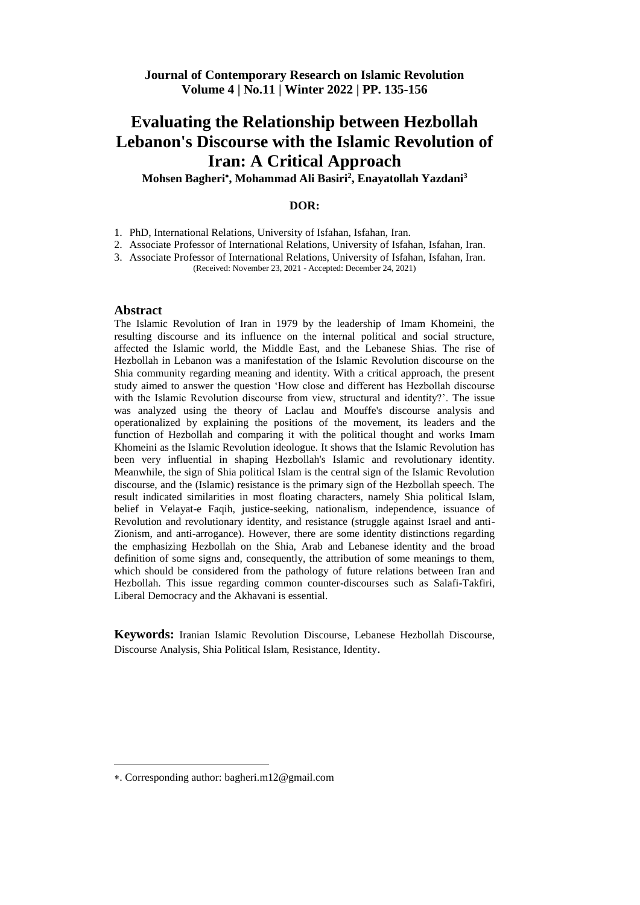**Journal of Contemporary Research on Islamic Revolution**
**Volume 4 | No.11 | Winter 2022 | PP. 135-156**

# Evaluating the Relationship between Hezbollah Lebanon's Discourse with the Islamic Revolution of Iran: A Critical Approach

**Mohsen Bagheri*, Mohammad Ali Basiri[2], Enayatollah Yazdani[3]**

**DOR:**

1. PhD, International Relations, University of Isfahan, Isfahan, Iran.
2. Associate Professor of International Relations, University of Isfahan, Isfahan, Iran.
3. Associate Professor of International Relations, University of Isfahan, Isfahan, Iran.

(Received: November 23, 2021 - Accepted: December 24, 2021)

## Abstract

The Islamic Revolution of Iran in 1979 by the leadership of Imam Khomeini, the resulting discourse and its influence on the internal political and social structure, affected the Islamic world, the Middle East, and the Lebanese Shias. The rise of Hezbollah in Lebanon was a manifestation of the Islamic Revolution discourse on the Shia community regarding meaning and identity. With a critical approach, the present study aimed to answer the question 'How close and different has Hezbollah discourse with the Islamic Revolution discourse from view, structural and identity?'. The issue was analyzed using the theory of Laclau and Mouffe's discourse analysis and operationalized by explaining the positions of the movement, its leaders and the function of Hezbollah and comparing it with the political thought and works Imam Khomeini as the Islamic Revolution ideologue. It shows that the Islamic Revolution has been very influential in shaping Hezbollah's Islamic and revolutionary identity. Meanwhile, the sign of Shia political Islam is the central sign of the Islamic Revolution discourse, and the (Islamic) resistance is the primary sign of the Hezbollah speech. The result indicated similarities in most floating characters, namely Shia political Islam, belief in Velayat-e Faqih, justice-seeking, nationalism, independence, issuance of Revolution and revolutionary identity, and resistance (struggle against Israel and anti-Zionism, and anti-arrogance). However, there are some identity distinctions regarding the emphasizing Hezbollah on the Shia, Arab and Lebanese identity and the broad definition of some signs and, consequently, the attribution of some meanings to them, which should be considered from the pathology of future relations between Iran and Hezbollah. This issue regarding common counter-discourses such as Salafi-Takfiri, Liberal Democracy and the Akhavani is essential.

**Keywords:** Iranian Islamic Revolution Discourse, Lebanese Hezbollah Discourse, Discourse Analysis, Shia Political Islam, Resistance, Identity.

---

*. Corresponding author: bagheri.m12@gmail.com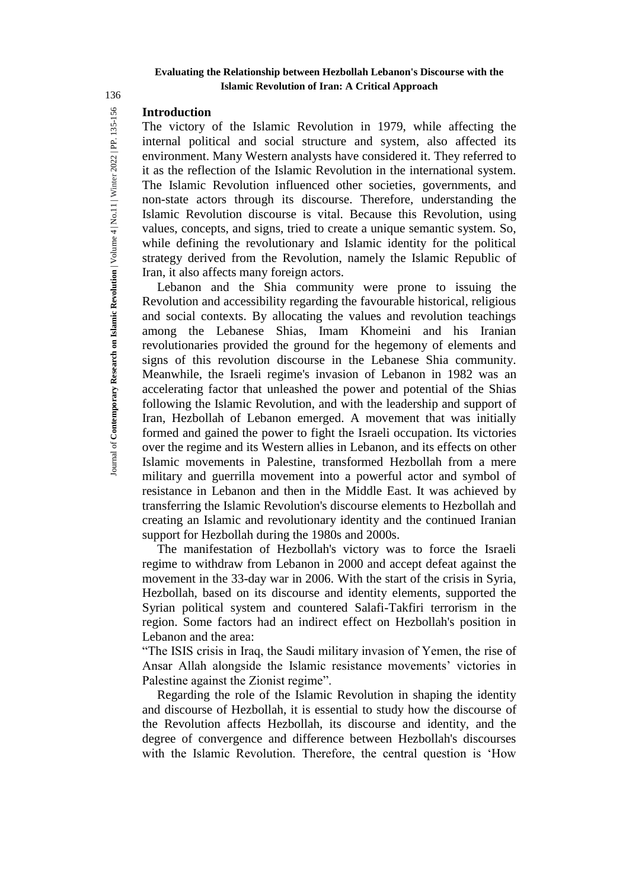## Introduction

The victory of the Islamic Revolution in 1979, while affecting the internal political and social structure and system, also affected its environment. Many Western analysts have considered it. They referred to it as the reflection of the Islamic Revolution in the international system. The Islamic Revolution influenced other societies, governments, and non-state actors through its discourse. Therefore, understanding the Islamic Revolution discourse is vital. Because this Revolution, using values, concepts, and signs, tried to create a unique semantic system. So, while defining the revolutionary and Islamic identity for the political strategy derived from the Revolution, namely the Islamic Republic of Iran, it also affects many foreign actors.

Lebanon and the Shia community were prone to issuing the Revolution and accessibility regarding the favourable historical, religious and social contexts. By allocating the values and revolution teachings among the Lebanese Shias, Imam Khomeini and his Iranian revolutionaries provided the ground for the hegemony of elements and signs of this revolution discourse in the Lebanese Shia community. Meanwhile, the Israeli regime's invasion of Lebanon in 1982 was an accelerating factor that unleashed the power and potential of the Shias following the Islamic Revolution, and with the leadership and support of Iran, Hezbollah of Lebanon emerged. A movement that was initially formed and gained the power to fight the Israeli occupation. Its victories over the regime and its Western allies in Lebanon, and its effects on other Islamic movements in Palestine, transformed Hezbollah from a mere military and guerrilla movement into a powerful actor and symbol of resistance in Lebanon and then in the Middle East. It was achieved by transferring the Islamic Revolution's discourse elements to Hezbollah and creating an Islamic and revolutionary identity and the continued Iranian support for Hezbollah during the 1980s and 2000s.

The manifestation of Hezbollah's victory was to force the Israeli regime to withdraw from Lebanon in 2000 and accept defeat against the movement in the 33-day war in 2006. With the start of the crisis in Syria, Hezbollah, based on its discourse and identity elements, supported the Syrian political system and countered Salafi-Takfiri terrorism in the region. Some factors had an indirect effect on Hezbollah's position in Lebanon and the area:

"The ISIS crisis in Iraq, the Saudi military invasion of Yemen, the rise of Ansar Allah alongside the Islamic resistance movements' victories in Palestine against the Zionist regime".

Regarding the role of the Islamic Revolution in shaping the identity and discourse of Hezbollah, it is essential to study how the discourse of the Revolution affects Hezbollah, its discourse and identity, and the degree of convergence and difference between Hezbollah's discourses with the Islamic Revolution. Therefore, the central question is 'How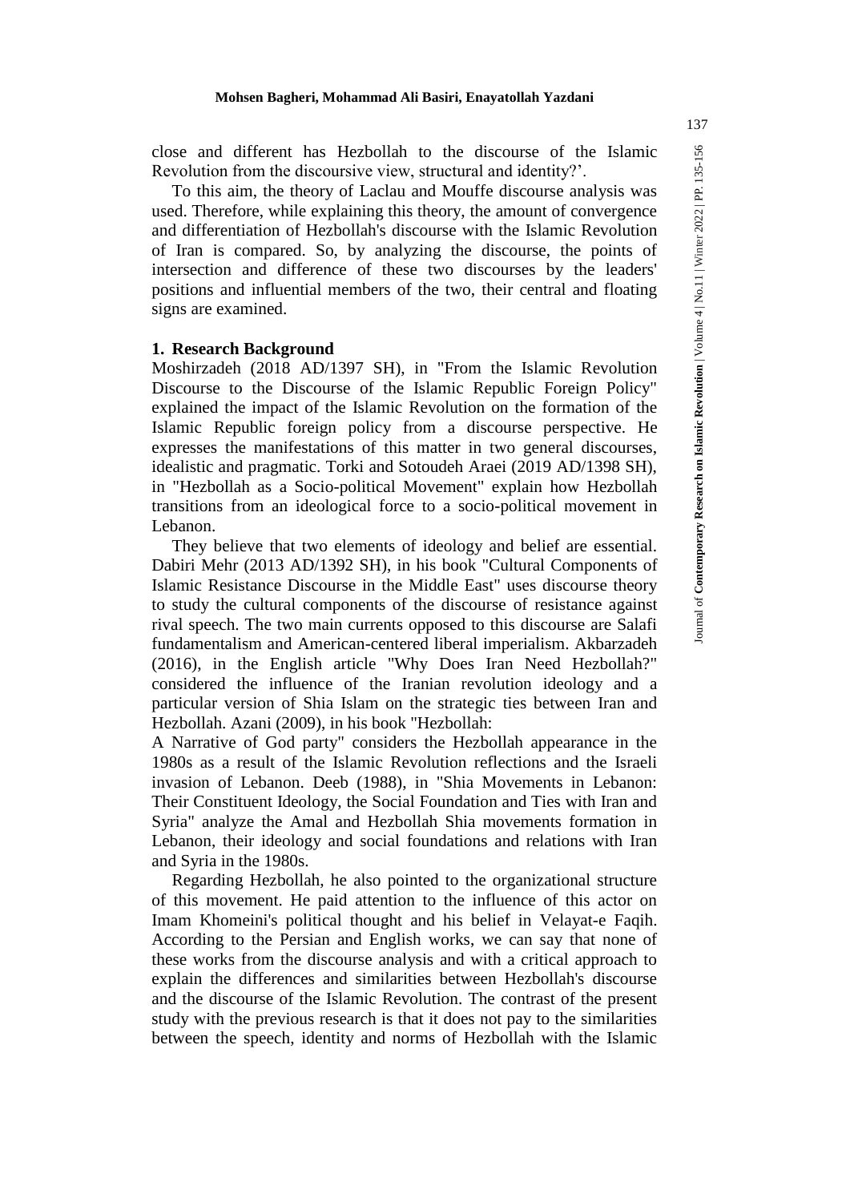close and different has Hezbollah to the discourse of the Islamic Revolution from the discoursive view, structural and identity?'.

To this aim, the theory of Laclau and Mouffe discourse analysis was used. Therefore, while explaining this theory, the amount of convergence and differentiation of Hezbollah's discourse with the Islamic Revolution of Iran is compared. So, by analyzing the discourse, the points of intersection and difference of these two discourses by the leaders' positions and influential members of the two, their central and floating signs are examined.

## 1. Research Background

Moshirzadeh (2018 AD/1397 SH), in "From the Islamic Revolution Discourse to the Discourse of the Islamic Republic Foreign Policy" explained the impact of the Islamic Revolution on the formation of the Islamic Republic foreign policy from a discourse perspective. He expresses the manifestations of this matter in two general discourses, idealistic and pragmatic. Torki and Sotoudeh Araei (2019 AD/1398 SH), in "Hezbollah as a Socio-political Movement" explain how Hezbollah transitions from an ideological force to a socio-political movement in Lebanon.

They believe that two elements of ideology and belief are essential. Dabiri Mehr (2013 AD/1392 SH), in his book "Cultural Components of Islamic Resistance Discourse in the Middle East" uses discourse theory to study the cultural components of the discourse of resistance against rival speech. The two main currents opposed to this discourse are Salafi fundamentalism and American-centered liberal imperialism. Akbarzadeh (2016), in the English article "Why Does Iran Need Hezbollah?" considered the influence of the Iranian revolution ideology and a particular version of Shia Islam on the strategic ties between Iran and Hezbollah. Azani (2009), in his book "Hezbollah:
A Narrative of God party" considers the Hezbollah appearance in the 1980s as a result of the Islamic Revolution reflections and the Israeli invasion of Lebanon. Deeb (1988), in "Shia Movements in Lebanon: Their Constituent Ideology, the Social Foundation and Ties with Iran and Syria" analyze the Amal and Hezbollah Shia movements formation in Lebanon, their ideology and social foundations and relations with Iran and Syria in the 1980s.

Regarding Hezbollah, he also pointed to the organizational structure of this movement. He paid attention to the influence of this actor on Imam Khomeini's political thought and his belief in Velayat-e Faqih. According to the Persian and English works, we can say that none of these works from the discourse analysis and with a critical approach to explain the differences and similarities between Hezbollah's discourse and the discourse of the Islamic Revolution. The contrast of the present study with the previous research is that it does not pay to the similarities between the speech, identity and norms of Hezbollah with the Islamic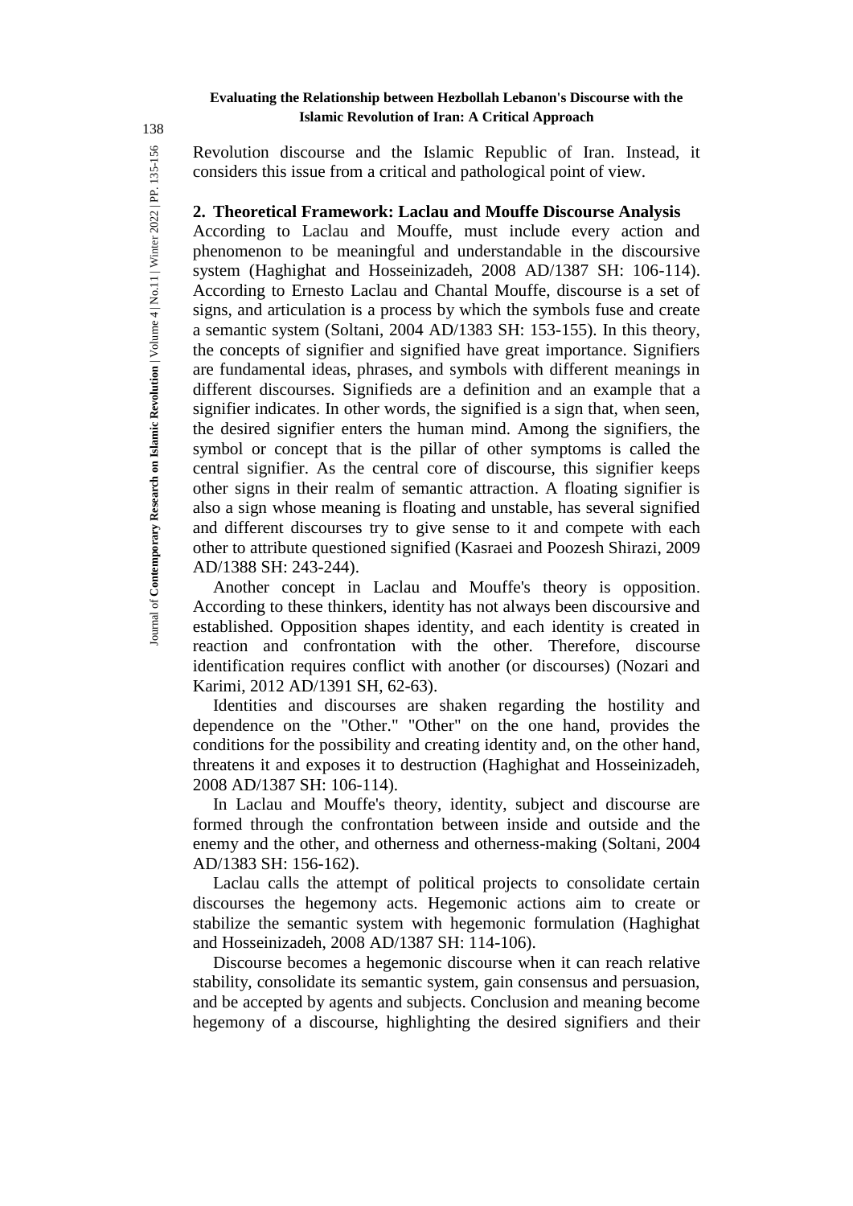Revolution discourse and the Islamic Republic of Iran. Instead, it considers this issue from a critical and pathological point of view.

## 2. Theoretical Framework: Laclau and Mouffe Discourse Analysis

According to Laclau and Mouffe, must include every action and phenomenon to be meaningful and understandable in the discoursive system (Haghighat and Hosseinizadeh, 2008 AD/1387 SH: 106-114). According to Ernesto Laclau and Chantal Mouffe, discourse is a set of signs, and articulation is a process by which the symbols fuse and create a semantic system (Soltani, 2004 AD/1383 SH: 153-155). In this theory, the concepts of signifier and signified have great importance. Signifiers are fundamental ideas, phrases, and symbols with different meanings in different discourses. Signifieds are a definition and an example that a signifier indicates. In other words, the signified is a sign that, when seen, the desired signifier enters the human mind. Among the signifiers, the symbol or concept that is the pillar of other symptoms is called the central signifier. As the central core of discourse, this signifier keeps other signs in their realm of semantic attraction. A floating signifier is also a sign whose meaning is floating and unstable, has several signified and different discourses try to give sense to it and compete with each other to attribute questioned signified (Kasraei and Poozesh Shirazi, 2009 AD/1388 SH: 243-244).

Another concept in Laclau and Mouffe's theory is opposition. According to these thinkers, identity has not always been discoursive and established. Opposition shapes identity, and each identity is created in reaction and confrontation with the other. Therefore, discourse identification requires conflict with another (or discourses) (Nozari and Karimi, 2012 AD/1391 SH, 62-63).

Identities and discourses are shaken regarding the hostility and dependence on the "Other." "Other" on the one hand, provides the conditions for the possibility and creating identity and, on the other hand, threatens it and exposes it to destruction (Haghighat and Hosseinizadeh, 2008 AD/1387 SH: 106-114).

In Laclau and Mouffe's theory, identity, subject and discourse are formed through the confrontation between inside and outside and the enemy and the other, and otherness and otherness-making (Soltani, 2004 AD/1383 SH: 156-162).

Laclau calls the attempt of political projects to consolidate certain discourses the hegemony acts. Hegemonic actions aim to create or stabilize the semantic system with hegemonic formulation (Haghighat and Hosseinizadeh, 2008 AD/1387 SH: 114-106).

Discourse becomes a hegemonic discourse when it can reach relative stability, consolidate its semantic system, gain consensus and persuasion, and be accepted by agents and subjects. Conclusion and meaning become hegemony of a discourse, highlighting the desired signifiers and their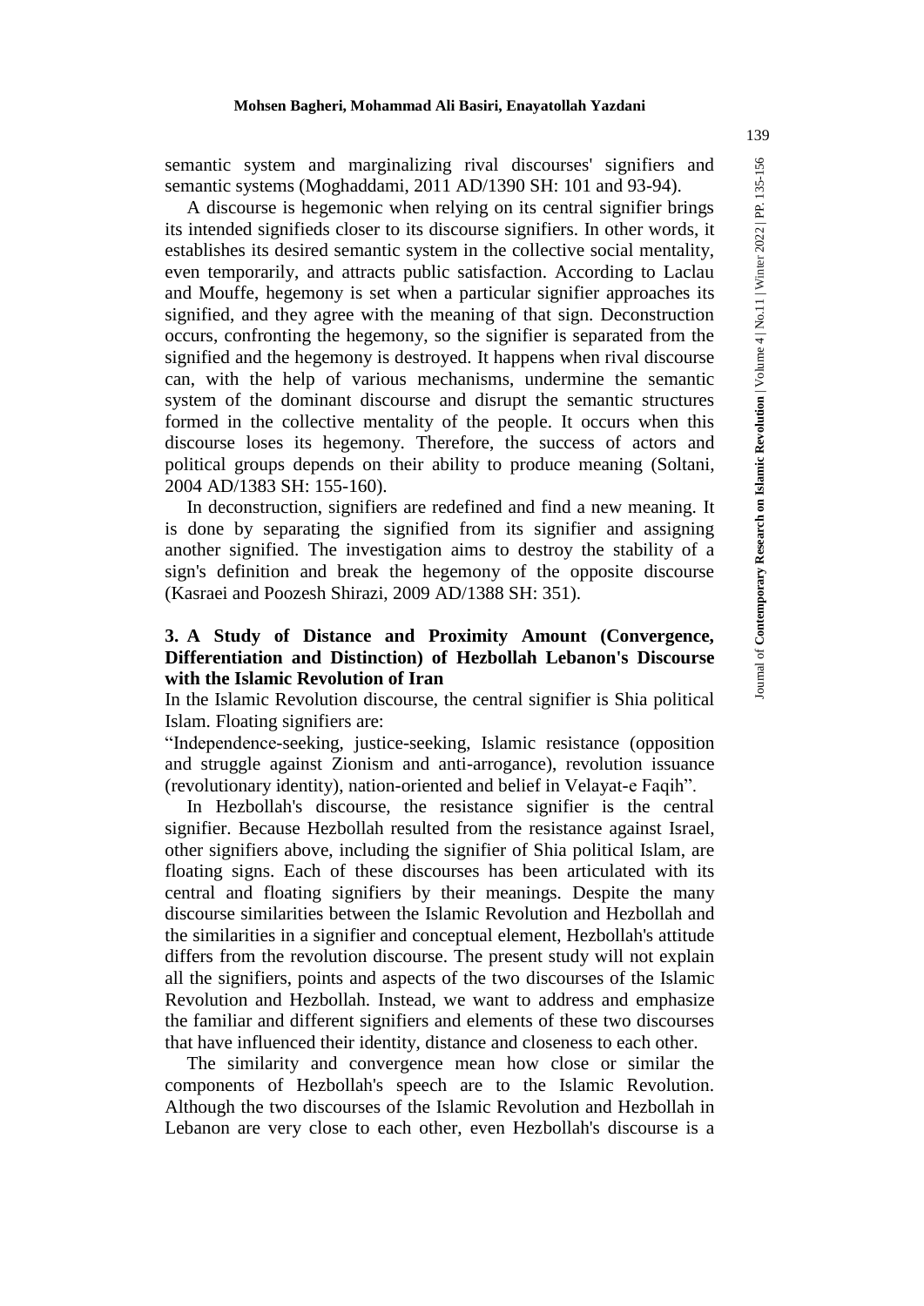semantic system and marginalizing rival discourses' signifiers and semantic systems (Moghaddami, 2011 AD/1390 SH: 101 and 93-94).

A discourse is hegemonic when relying on its central signifier brings its intended signifieds closer to its discourse signifiers. In other words, it establishes its desired semantic system in the collective social mentality, even temporarily, and attracts public satisfaction. According to Laclau and Mouffe, hegemony is set when a particular signifier approaches its signified, and they agree with the meaning of that sign. Deconstruction occurs, confronting the hegemony, so the signifier is separated from the signified and the hegemony is destroyed. It happens when rival discourse can, with the help of various mechanisms, undermine the semantic system of the dominant discourse and disrupt the semantic structures formed in the collective mentality of the people. It occurs when this discourse loses its hegemony. Therefore, the success of actors and political groups depends on their ability to produce meaning (Soltani, 2004 AD/1383 SH: 155-160).

In deconstruction, signifiers are redefined and find a new meaning. It is done by separating the signified from its signifier and assigning another signified. The investigation aims to destroy the stability of a sign's definition and break the hegemony of the opposite discourse (Kasraei and Poozesh Shirazi, 2009 AD/1388 SH: 351).

## 3. A Study of Distance and Proximity Amount (Convergence, Differentiation and Distinction) of Hezbollah Lebanon's Discourse with the Islamic Revolution of Iran

In the Islamic Revolution discourse, the central signifier is Shia political Islam. Floating signifiers are:

"Independence-seeking, justice-seeking, Islamic resistance (opposition and struggle against Zionism and anti-arrogance), revolution issuance (revolutionary identity), nation-oriented and belief in Velayat-e Faqih".

In Hezbollah's discourse, the resistance signifier is the central signifier. Because Hezbollah resulted from the resistance against Israel, other signifiers above, including the signifier of Shia political Islam, are floating signs. Each of these discourses has been articulated with its central and floating signifiers by their meanings. Despite the many discourse similarities between the Islamic Revolution and Hezbollah and the similarities in a signifier and conceptual element, Hezbollah's attitude differs from the revolution discourse. The present study will not explain all the signifiers, points and aspects of the two discourses of the Islamic Revolution and Hezbollah. Instead, we want to address and emphasize the familiar and different signifiers and elements of these two discourses that have influenced their identity, distance and closeness to each other.

The similarity and convergence mean how close or similar the components of Hezbollah's speech are to the Islamic Revolution. Although the two discourses of the Islamic Revolution and Hezbollah in Lebanon are very close to each other, even Hezbollah's discourse is a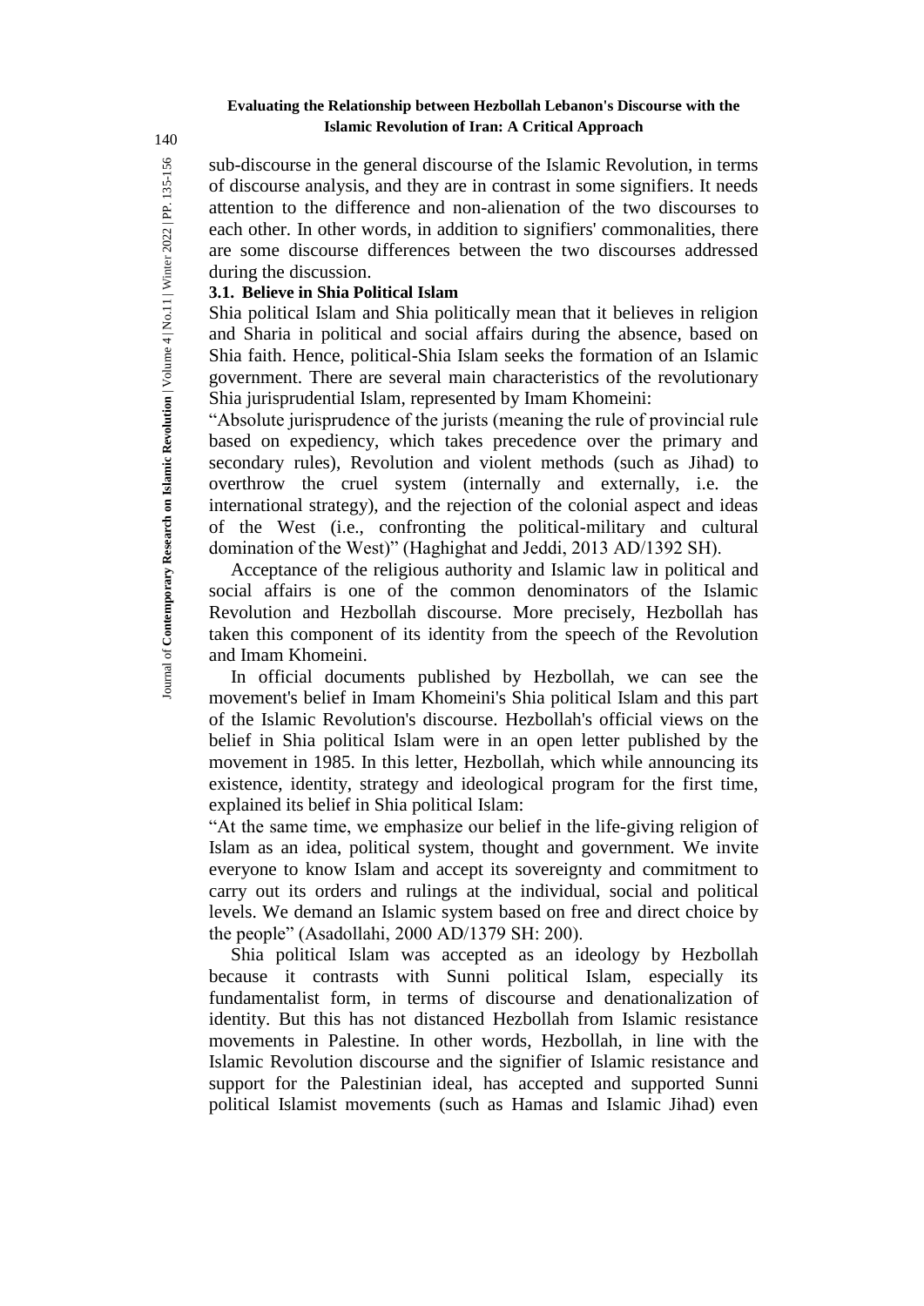sub-discourse in the general discourse of the Islamic Revolution, in terms of discourse analysis, and they are in contrast in some signifiers. It needs attention to the difference and non-alienation of the two discourses to each other. In other words, in addition to signifiers' commonalities, there are some discourse differences between the two discourses addressed during the discussion.

### 3.1. Believe in Shia Political Islam

Shia political Islam and Shia politically mean that it believes in religion and Sharia in political and social affairs during the absence, based on Shia faith. Hence, political-Shia Islam seeks the formation of an Islamic government. There are several main characteristics of the revolutionary Shia jurisprudential Islam, represented by Imam Khomeini:

"Absolute jurisprudence of the jurists (meaning the rule of provincial rule based on expediency, which takes precedence over the primary and secondary rules), Revolution and violent methods (such as Jihad) to overthrow the cruel system (internally and externally, i.e. the international strategy), and the rejection of the colonial aspect and ideas of the West (i.e., confronting the political-military and cultural domination of the West)" (Haghighat and Jeddi, 2013 AD/1392 SH).

Acceptance of the religious authority and Islamic law in political and social affairs is one of the common denominators of the Islamic Revolution and Hezbollah discourse. More precisely, Hezbollah has taken this component of its identity from the speech of the Revolution and Imam Khomeini.

In official documents published by Hezbollah, we can see the movement's belief in Imam Khomeini's Shia political Islam and this part of the Islamic Revolution's discourse. Hezbollah's official views on the belief in Shia political Islam were in an open letter published by the movement in 1985. In this letter, Hezbollah, which while announcing its existence, identity, strategy and ideological program for the first time, explained its belief in Shia political Islam:

"At the same time, we emphasize our belief in the life-giving religion of Islam as an idea, political system, thought and government. We invite everyone to know Islam and accept its sovereignty and commitment to carry out its orders and rulings at the individual, social and political levels. We demand an Islamic system based on free and direct choice by the people" (Asadollahi, 2000 AD/1379 SH: 200).

Shia political Islam was accepted as an ideology by Hezbollah because it contrasts with Sunni political Islam, especially its fundamentalist form, in terms of discourse and denationalization of identity. But this has not distanced Hezbollah from Islamic resistance movements in Palestine. In other words, Hezbollah, in line with the Islamic Revolution discourse and the signifier of Islamic resistance and support for the Palestinian ideal, has accepted and supported Sunni political Islamist movements (such as Hamas and Islamic Jihad) even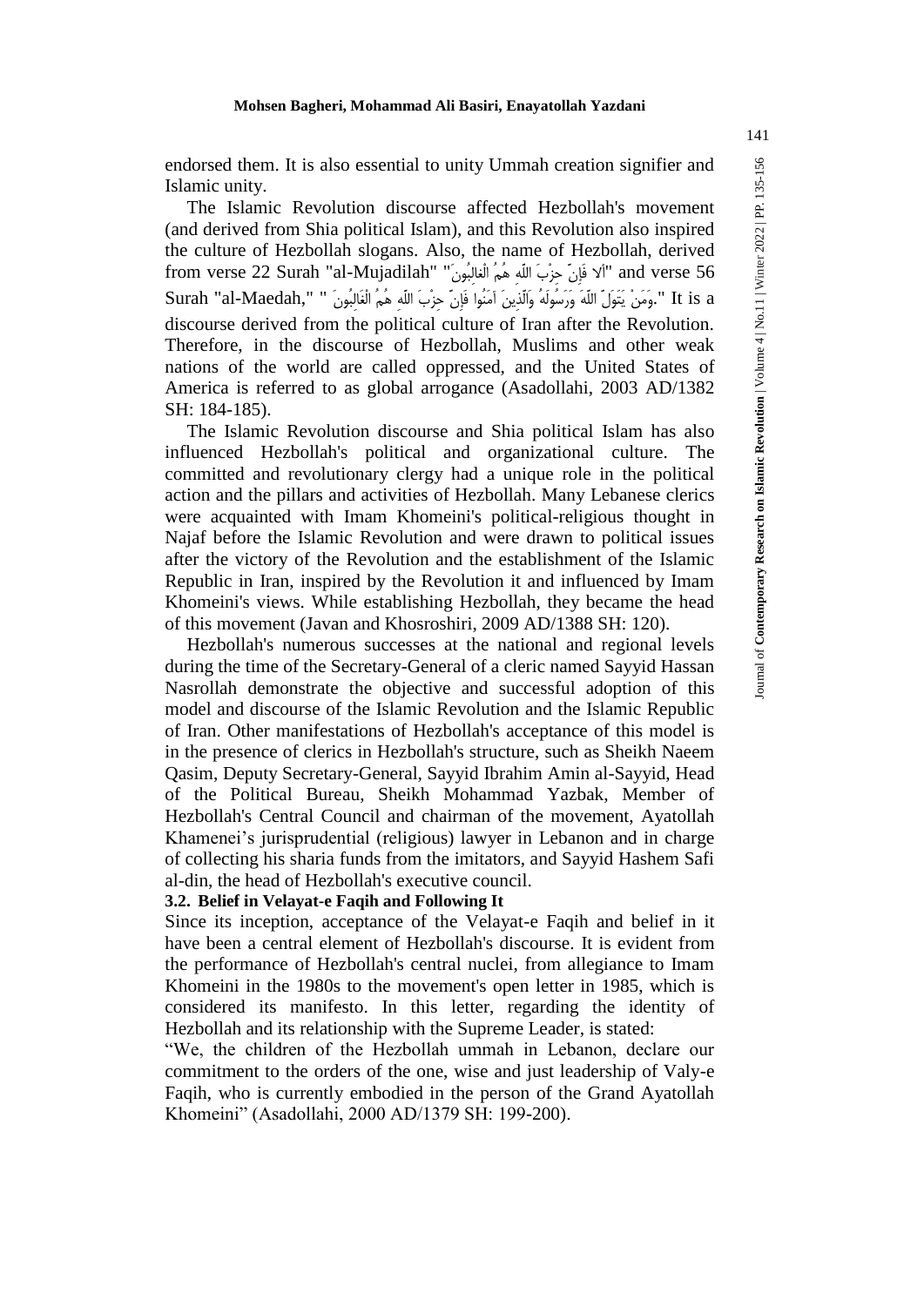endorsed them. It is also essential to unity Ummah creation signifier and Islamic unity.

The Islamic Revolution discourse affected Hezbollah's movement (and derived from Shia political Islam), and this Revolution also inspired the culture of Hezbollah slogans. Also, the name of Hezbollah, derived from verse 22 Surah "al-Mujadilah" "أَلا فَإِنَّ حِزْبَ اللّهِ هُمُ الْغَالِبُونَ" and verse 56 Surah "al-Maedah," " وَمَنْ يَتَوَلَّ اللّهَ وَرَسُولَهُ وَالَّذِينَ آمَنُوا فَإِنَّ حِزْبَ اللّهِ هُمُ الْغَالِبُونَ." It is a discourse derived from the political culture of Iran after the Revolution. Therefore, in the discourse of Hezbollah, Muslims and other weak nations of the world are called oppressed, and the United States of America is referred to as global arrogance (Asadollahi, 2003 AD/1382 SH: 184-185).

The Islamic Revolution discourse and Shia political Islam has also influenced Hezbollah's political and organizational culture. The committed and revolutionary clergy had a unique role in the political action and the pillars and activities of Hezbollah. Many Lebanese clerics were acquainted with Imam Khomeini's political-religious thought in Najaf before the Islamic Revolution and were drawn to political issues after the victory of the Revolution and the establishment of the Islamic Republic in Iran, inspired by the Revolution it and influenced by Imam Khomeini's views. While establishing Hezbollah, they became the head of this movement (Javan and Khosroshiri, 2009 AD/1388 SH: 120).

Hezbollah's numerous successes at the national and regional levels during the time of the Secretary-General of a cleric named Sayyid Hassan Nasrollah demonstrate the objective and successful adoption of this model and discourse of the Islamic Revolution and the Islamic Republic of Iran. Other manifestations of Hezbollah's acceptance of this model is in the presence of clerics in Hezbollah's structure, such as Sheikh Naeem Qasim, Deputy Secretary-General, Sayyid Ibrahim Amin al-Sayyid, Head of the Political Bureau, Sheikh Mohammad Yazbak, Member of Hezbollah's Central Council and chairman of the movement, Ayatollah Khamenei's jurisprudential (religious) lawyer in Lebanon and in charge of collecting his sharia funds from the imitators, and Sayyid Hashem Safi al-din, the head of Hezbollah's executive council.

### 3.2. Belief in Velayat-e Faqih and Following It

Since its inception, acceptance of the Velayat-e Faqih and belief in it have been a central element of Hezbollah's discourse. It is evident from the performance of Hezbollah's central nuclei, from allegiance to Imam Khomeini in the 1980s to the movement's open letter in 1985, which is considered its manifesto. In this letter, regarding the identity of Hezbollah and its relationship with the Supreme Leader, is stated:

"We, the children of the Hezbollah ummah in Lebanon, declare our commitment to the orders of the one, wise and just leadership of Valy-e Faqih, who is currently embodied in the person of the Grand Ayatollah Khomeini" (Asadollahi, 2000 AD/1379 SH: 199-200).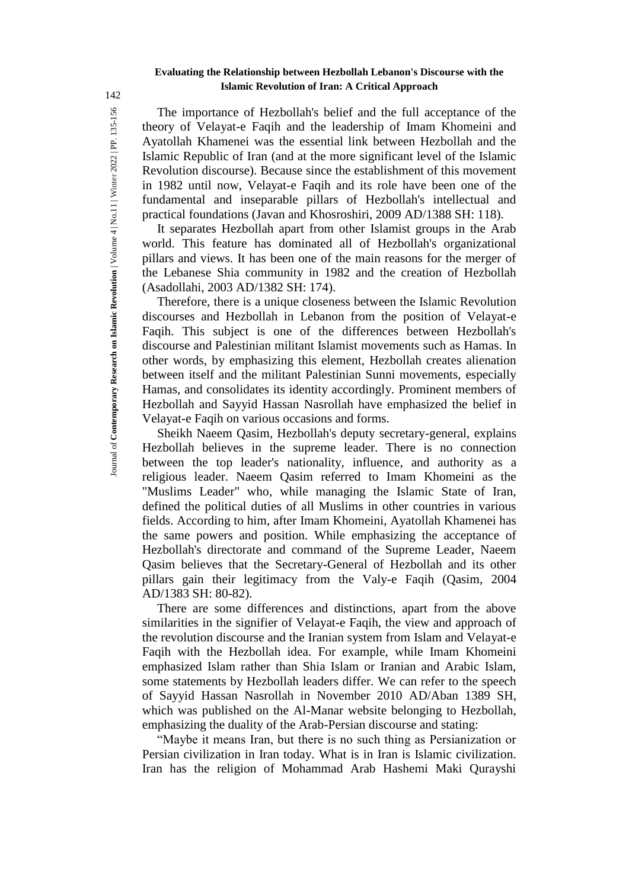The importance of Hezbollah's belief and the full acceptance of the theory of Velayat-e Faqih and the leadership of Imam Khomeini and Ayatollah Khamenei was the essential link between Hezbollah and the Islamic Republic of Iran (and at the more significant level of the Islamic Revolution discourse). Because since the establishment of this movement in 1982 until now, Velayat-e Faqih and its role have been one of the fundamental and inseparable pillars of Hezbollah's intellectual and practical foundations (Javan and Khosroshiri, 2009 AD/1388 SH: 118).

It separates Hezbollah apart from other Islamist groups in the Arab world. This feature has dominated all of Hezbollah's organizational pillars and views. It has been one of the main reasons for the merger of the Lebanese Shia community in 1982 and the creation of Hezbollah (Asadollahi, 2003 AD/1382 SH: 174).

Therefore, there is a unique closeness between the Islamic Revolution discourses and Hezbollah in Lebanon from the position of Velayat-e Faqih. This subject is one of the differences between Hezbollah's discourse and Palestinian militant Islamist movements such as Hamas. In other words, by emphasizing this element, Hezbollah creates alienation between itself and the militant Palestinian Sunni movements, especially Hamas, and consolidates its identity accordingly. Prominent members of Hezbollah and Sayyid Hassan Nasrollah have emphasized the belief in Velayat-e Faqih on various occasions and forms.

Sheikh Naeem Qasim, Hezbollah's deputy secretary-general, explains Hezbollah believes in the supreme leader. There is no connection between the top leader's nationality, influence, and authority as a religious leader. Naeem Qasim referred to Imam Khomeini as the "Muslims Leader" who, while managing the Islamic State of Iran, defined the political duties of all Muslims in other countries in various fields. According to him, after Imam Khomeini, Ayatollah Khamenei has the same powers and position. While emphasizing the acceptance of Hezbollah's directorate and command of the Supreme Leader, Naeem Qasim believes that the Secretary-General of Hezbollah and its other pillars gain their legitimacy from the Valy-e Faqih (Qasim, 2004 AD/1383 SH: 80-82).

There are some differences and distinctions, apart from the above similarities in the signifier of Velayat-e Faqih, the view and approach of the revolution discourse and the Iranian system from Islam and Velayat-e Faqih with the Hezbollah idea. For example, while Imam Khomeini emphasized Islam rather than Shia Islam or Iranian and Arabic Islam, some statements by Hezbollah leaders differ. We can refer to the speech of Sayyid Hassan Nasrollah in November 2010 AD/Aban 1389 SH, which was published on the Al-Manar website belonging to Hezbollah, emphasizing the duality of the Arab-Persian discourse and stating:

"Maybe it means Iran, but there is no such thing as Persianization or Persian civilization in Iran today. What is in Iran is Islamic civilization. Iran has the religion of Mohammad Arab Hashemi Maki Qurayshi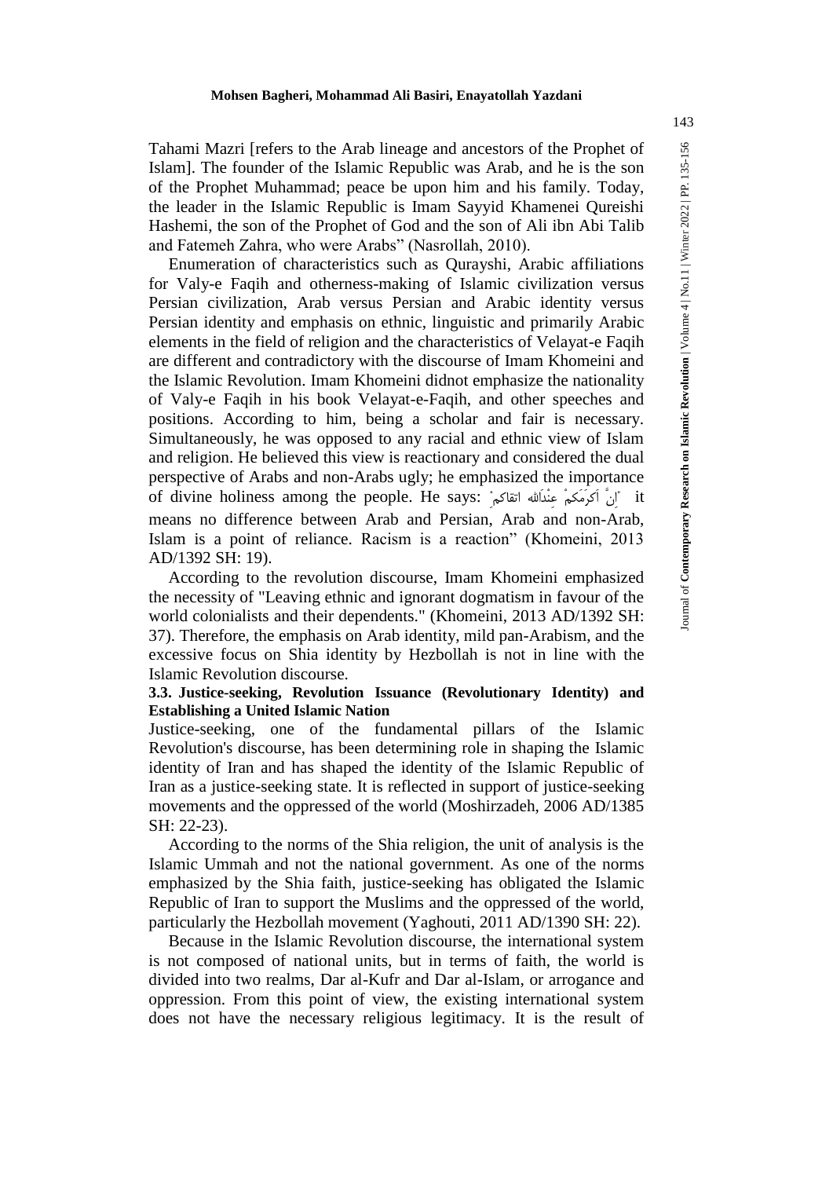Tahami Mazri [refers to the Arab lineage and ancestors of the Prophet of Islam]. The founder of the Islamic Republic was Arab, and he is the son of the Prophet Muhammad; peace be upon him and his family. Today, the leader in the Islamic Republic is Imam Sayyid Khamenei Qureishi Hashemi, the son of the Prophet of God and the son of Ali ibn Abi Talib and Fatemeh Zahra, who were Arabs" (Nasrollah, 2010).

Enumeration of characteristics such as Qurayshi, Arabic affiliations for Valy-e Faqih and otherness-making of Islamic civilization versus Persian civilization, Arab versus Persian and Arabic identity versus Persian identity and emphasis on ethnic, linguistic and primarily Arabic elements in the field of religion and the characteristics of Velayat-e Faqih are different and contradictory with the discourse of Imam Khomeini and the Islamic Revolution. Imam Khomeini didnot emphasize the nationality of Valy-e Faqih in his book Velayat-e-Faqih, and other speeches and positions. According to him, being a scholar and fair is necessary. Simultaneously, he was opposed to any racial and ethnic view of Islam and religion. He believed this view is reactionary and considered the dual perspective of Arabs and non-Arabs ugly; he emphasized the importance of divine holiness among the people. He says: "اِنَّ اَکرَمَکمْ عِنْدَالله اتقاکم" it means no difference between Arab and Persian, Arab and non-Arab, Islam is a point of reliance. Racism is a reaction" (Khomeini, 2013 AD/1392 SH: 19).

According to the revolution discourse, Imam Khomeini emphasized the necessity of "Leaving ethnic and ignorant dogmatism in favour of the world colonialists and their dependents." (Khomeini, 2013 AD/1392 SH: 37). Therefore, the emphasis on Arab identity, mild pan-Arabism, and the excessive focus on Shia identity by Hezbollah is not in line with the Islamic Revolution discourse.

### 3.3. Justice-seeking, Revolution Issuance (Revolutionary Identity) and Establishing a United Islamic Nation

Justice-seeking, one of the fundamental pillars of the Islamic Revolution's discourse, has been determining role in shaping the Islamic identity of Iran and has shaped the identity of the Islamic Republic of Iran as a justice-seeking state. It is reflected in support of justice-seeking movements and the oppressed of the world (Moshirzadeh, 2006 AD/1385 SH: 22-23).

According to the norms of the Shia religion, the unit of analysis is the Islamic Ummah and not the national government. As one of the norms emphasized by the Shia faith, justice-seeking has obligated the Islamic Republic of Iran to support the Muslims and the oppressed of the world, particularly the Hezbollah movement (Yaghouti, 2011 AD/1390 SH: 22).

Because in the Islamic Revolution discourse, the international system is not composed of national units, but in terms of faith, the world is divided into two realms, Dar al-Kufr and Dar al-Islam, or arrogance and oppression. From this point of view, the existing international system does not have the necessary religious legitimacy. It is the result of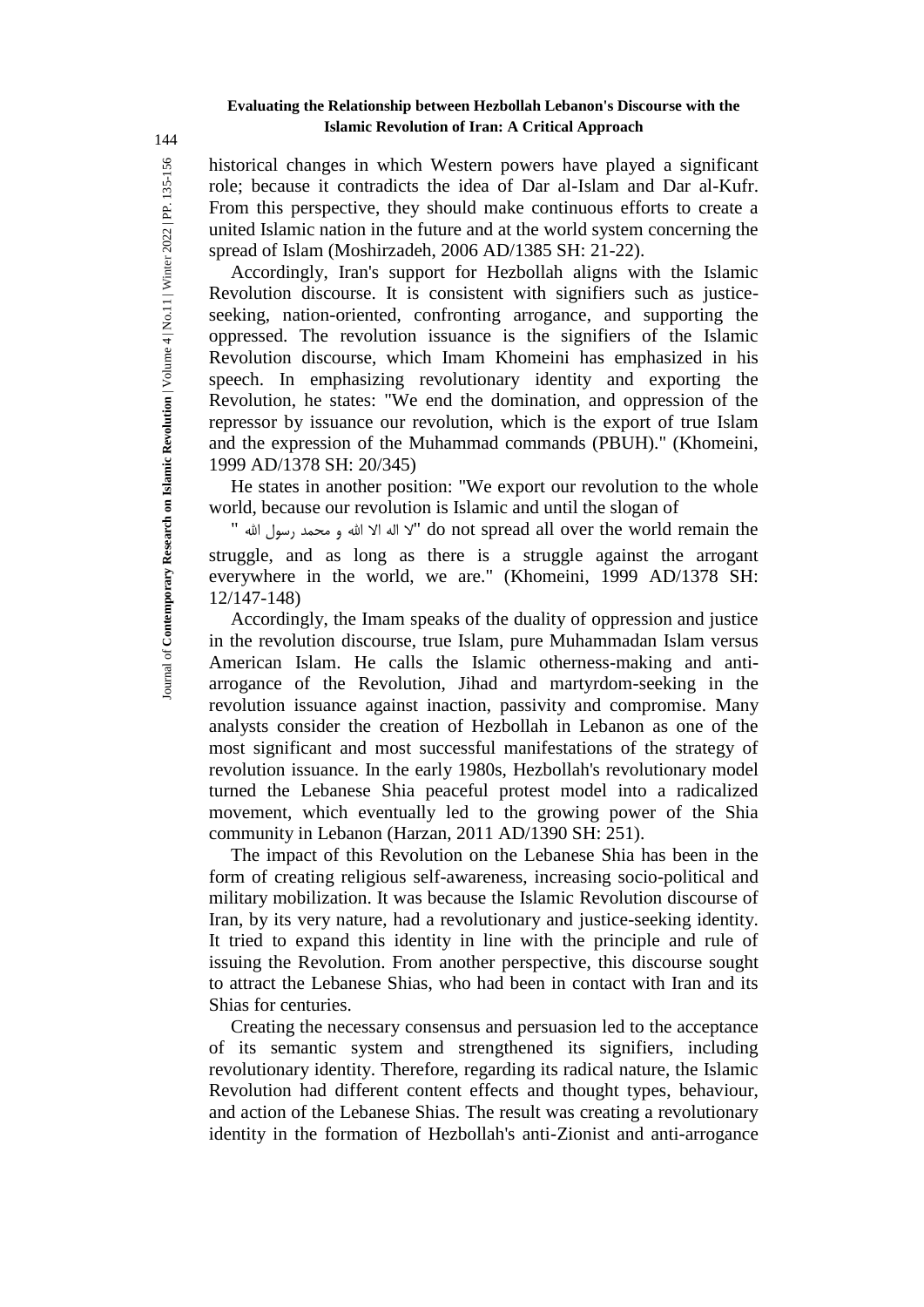historical changes in which Western powers have played a significant role; because it contradicts the idea of Dar al-Islam and Dar al-Kufr. From this perspective, they should make continuous efforts to create a united Islamic nation in the future and at the world system concerning the spread of Islam (Moshirzadeh, 2006 AD/1385 SH: 21-22).

Accordingly, Iran's support for Hezbollah aligns with the Islamic Revolution discourse. It is consistent with signifiers such as justice-seeking, nation-oriented, confronting arrogance, and supporting the oppressed. The revolution issuance is the signifiers of the Islamic Revolution discourse, which Imam Khomeini has emphasized in his speech. In emphasizing revolutionary identity and exporting the Revolution, he states: "We end the domination, and oppression of the repressor by issuance our revolution, which is the export of true Islam and the expression of the Muhammad commands (PBUH)." (Khomeini, 1999 AD/1378 SH: 20/345)

He states in another position: "We export our revolution to the whole world, because our revolution is Islamic and until the slogan of " لا اله الا الله و محمد رسول الله " do not spread all over the world remain the struggle, and as long as there is a struggle against the arrogant everywhere in the world, we are." (Khomeini, 1999 AD/1378 SH: 12/147-148)

Accordingly, the Imam speaks of the duality of oppression and justice in the revolution discourse, true Islam, pure Muhammadan Islam versus American Islam. He calls the Islamic otherness-making and anti-arrogance of the Revolution, Jihad and martyrdom-seeking in the revolution issuance against inaction, passivity and compromise. Many analysts consider the creation of Hezbollah in Lebanon as one of the most significant and most successful manifestations of the strategy of revolution issuance. In the early 1980s, Hezbollah's revolutionary model turned the Lebanese Shia peaceful protest model into a radicalized movement, which eventually led to the growing power of the Shia community in Lebanon (Harzan, 2011 AD/1390 SH: 251).

The impact of this Revolution on the Lebanese Shia has been in the form of creating religious self-awareness, increasing socio-political and military mobilization. It was because the Islamic Revolution discourse of Iran, by its very nature, had a revolutionary and justice-seeking identity. It tried to expand this identity in line with the principle and rule of issuing the Revolution. From another perspective, this discourse sought to attract the Lebanese Shias, who had been in contact with Iran and its Shias for centuries.

Creating the necessary consensus and persuasion led to the acceptance of its semantic system and strengthened its signifiers, including revolutionary identity. Therefore, regarding its radical nature, the Islamic Revolution had different content effects and thought types, behaviour, and action of the Lebanese Shias. The result was creating a revolutionary identity in the formation of Hezbollah's anti-Zionist and anti-arrogance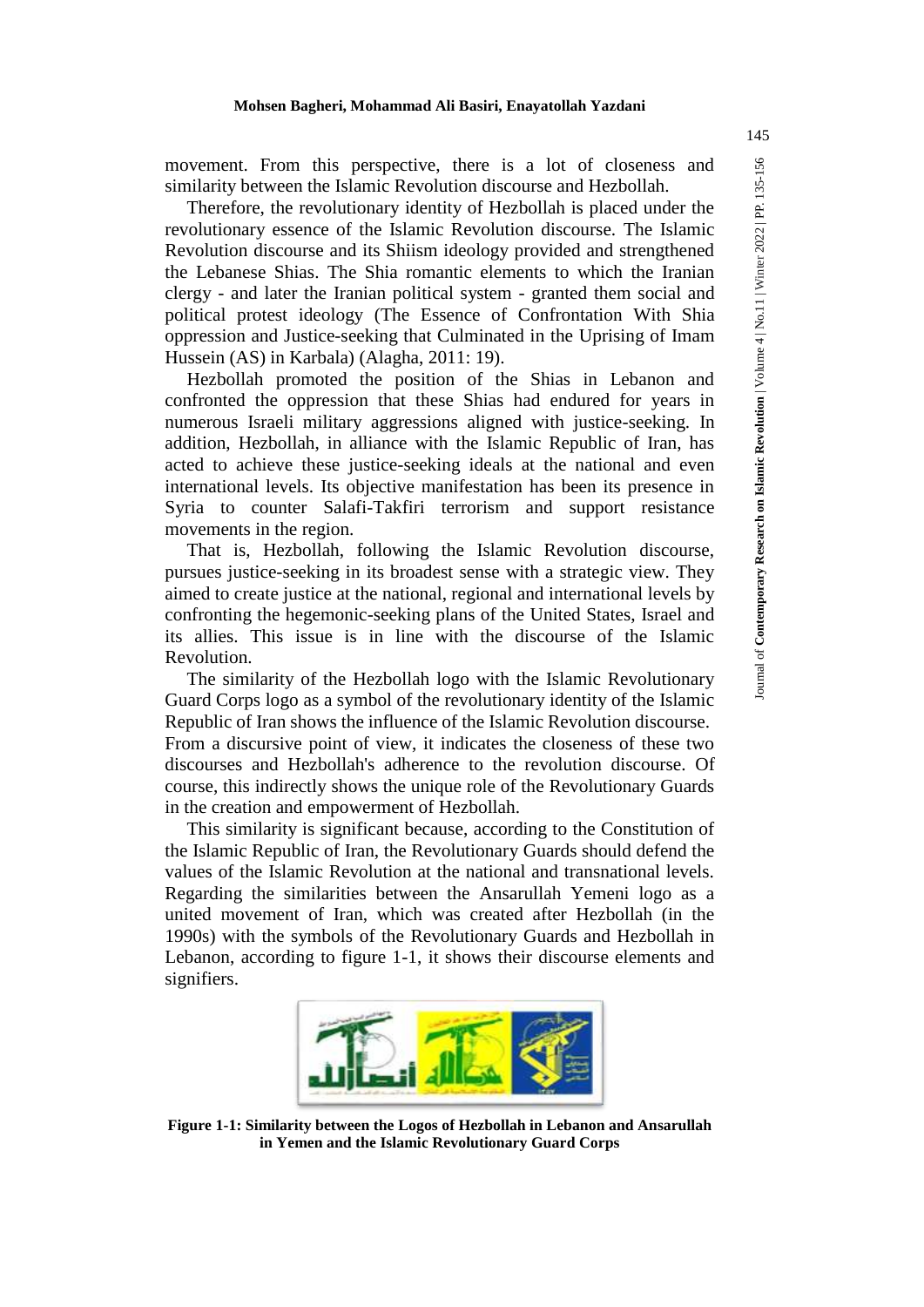movement. From this perspective, there is a lot of closeness and similarity between the Islamic Revolution discourse and Hezbollah.

Therefore, the revolutionary identity of Hezbollah is placed under the revolutionary essence of the Islamic Revolution discourse. The Islamic Revolution discourse and its Shiism ideology provided and strengthened the Lebanese Shias. The Shia romantic elements to which the Iranian clergy - and later the Iranian political system - granted them social and political protest ideology (The Essence of Confrontation With Shia oppression and Justice-seeking that Culminated in the Uprising of Imam Hussein (AS) in Karbala) (Alagha, 2011: 19).

Hezbollah promoted the position of the Shias in Lebanon and confronted the oppression that these Shias had endured for years in numerous Israeli military aggressions aligned with justice-seeking. In addition, Hezbollah, in alliance with the Islamic Republic of Iran, has acted to achieve these justice-seeking ideals at the national and even international levels. Its objective manifestation has been its presence in Syria to counter Salafi-Takfiri terrorism and support resistance movements in the region.

That is, Hezbollah, following the Islamic Revolution discourse, pursues justice-seeking in its broadest sense with a strategic view. They aimed to create justice at the national, regional and international levels by confronting the hegemonic-seeking plans of the United States, Israel and its allies. This issue is in line with the discourse of the Islamic Revolution.

The similarity of the Hezbollah logo with the Islamic Revolutionary Guard Corps logo as a symbol of the revolutionary identity of the Islamic Republic of Iran shows the influence of the Islamic Revolution discourse. From a discursive point of view, it indicates the closeness of these two discourses and Hezbollah's adherence to the revolution discourse. Of course, this indirectly shows the unique role of the Revolutionary Guards in the creation and empowerment of Hezbollah.

This similarity is significant because, according to the Constitution of the Islamic Republic of Iran, the Revolutionary Guards should defend the values of the Islamic Revolution at the national and transnational levels. Regarding the similarities between the Ansarullah Yemeni logo as a united movement of Iran, which was created after Hezbollah (in the 1990s) with the symbols of the Revolutionary Guards and Hezbollah in Lebanon, according to figure 1-1, it shows their discourse elements and signifiers.

**Figure 1-1: Similarity between the Logos of Hezbollah in Lebanon and Ansarullah in Yemen and the Islamic Revolutionary Guard Corps**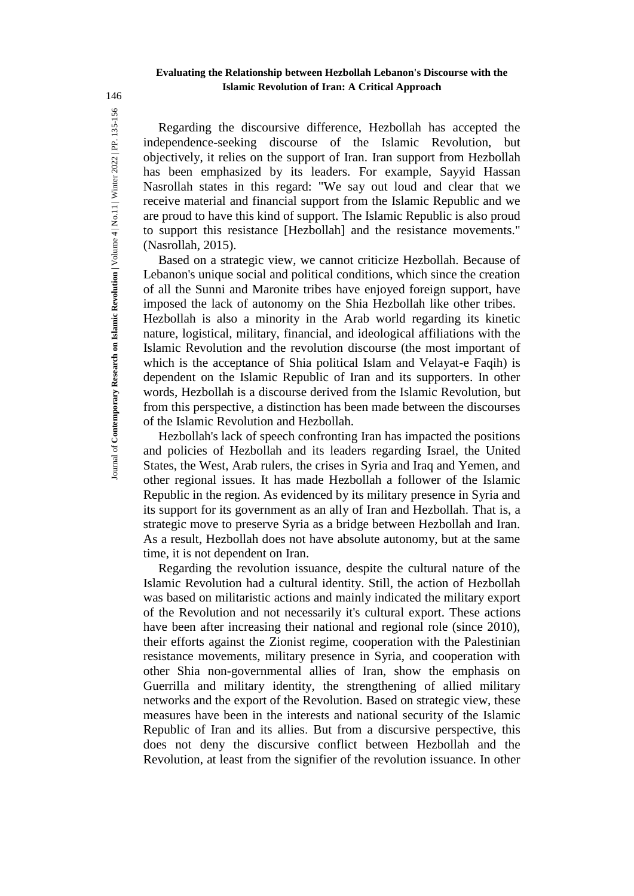Regarding the discoursive difference, Hezbollah has accepted the independence-seeking discourse of the Islamic Revolution, but objectively, it relies on the support of Iran. Iran support from Hezbollah has been emphasized by its leaders. For example, Sayyid Hassan Nasrollah states in this regard: "We say out loud and clear that we receive material and financial support from the Islamic Republic and we are proud to have this kind of support. The Islamic Republic is also proud to support this resistance [Hezbollah] and the resistance movements." (Nasrollah, 2015).

Based on a strategic view, we cannot criticize Hezbollah. Because of Lebanon's unique social and political conditions, which since the creation of all the Sunni and Maronite tribes have enjoyed foreign support, have imposed the lack of autonomy on the Shia Hezbollah like other tribes. Hezbollah is also a minority in the Arab world regarding its kinetic nature, logistical, military, financial, and ideological affiliations with the Islamic Revolution and the revolution discourse (the most important of which is the acceptance of Shia political Islam and Velayat-e Faqih) is dependent on the Islamic Republic of Iran and its supporters. In other words, Hezbollah is a discourse derived from the Islamic Revolution, but from this perspective, a distinction has been made between the discourses of the Islamic Revolution and Hezbollah.

Hezbollah's lack of speech confronting Iran has impacted the positions and policies of Hezbollah and its leaders regarding Israel, the United States, the West, Arab rulers, the crises in Syria and Iraq and Yemen, and other regional issues. It has made Hezbollah a follower of the Islamic Republic in the region. As evidenced by its military presence in Syria and its support for its government as an ally of Iran and Hezbollah. That is, a strategic move to preserve Syria as a bridge between Hezbollah and Iran. As a result, Hezbollah does not have absolute autonomy, but at the same time, it is not dependent on Iran.

Regarding the revolution issuance, despite the cultural nature of the Islamic Revolution had a cultural identity. Still, the action of Hezbollah was based on militaristic actions and mainly indicated the military export of the Revolution and not necessarily it's cultural export. These actions have been after increasing their national and regional role (since 2010), their efforts against the Zionist regime, cooperation with the Palestinian resistance movements, military presence in Syria, and cooperation with other Shia non-governmental allies of Iran, show the emphasis on Guerrilla and military identity, the strengthening of allied military networks and the export of the Revolution. Based on strategic view, these measures have been in the interests and national security of the Islamic Republic of Iran and its allies. But from a discursive perspective, this does not deny the discursive conflict between Hezbollah and the Revolution, at least from the signifier of the revolution issuance. In other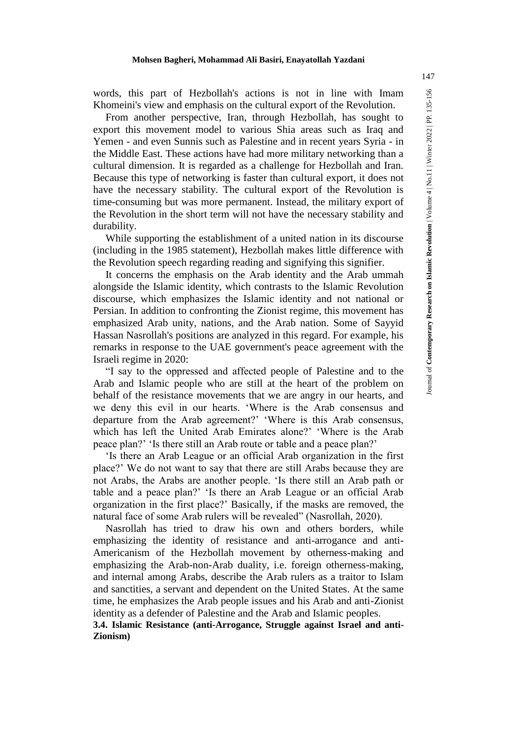words, this part of Hezbollah's actions is not in line with Imam Khomeini's view and emphasis on the cultural export of the Revolution.

From another perspective, Iran, through Hezbollah, has sought to export this movement model to various Shia areas such as Iraq and Yemen - and even Sunnis such as Palestine and in recent years Syria - in the Middle East. These actions have had more military networking than a cultural dimension. It is regarded as a challenge for Hezbollah and Iran. Because this type of networking is faster than cultural export, it does not have the necessary stability. The cultural export of the Revolution is time-consuming but was more permanent. Instead, the military export of the Revolution in the short term will not have the necessary stability and durability.

While supporting the establishment of a united nation in its discourse (including in the 1985 statement), Hezbollah makes little difference with the Revolution speech regarding reading and signifying this signifier.

It concerns the emphasis on the Arab identity and the Arab ummah alongside the Islamic identity, which contrasts to the Islamic Revolution discourse, which emphasizes the Islamic identity and not national or Persian. In addition to confronting the Zionist regime, this movement has emphasized Arab unity, nations, and the Arab nation. Some of Sayyid Hassan Nasrollah's positions are analyzed in this regard. For example, his remarks in response to the UAE government's peace agreement with the Israeli regime in 2020:

"I say to the oppressed and affected people of Palestine and to the Arab and Islamic people who are still at the heart of the problem on behalf of the resistance movements that we are angry in our hearts, and we deny this evil in our hearts. 'Where is the Arab consensus and departure from the Arab agreement?' 'Where is this Arab consensus, which has left the United Arab Emirates alone?' 'Where is the Arab peace plan?' 'Is there still an Arab route or table and a peace plan?'

'Is there an Arab League or an official Arab organization in the first place?' We do not want to say that there are still Arabs because they are not Arabs, the Arabs are another people. 'Is there still an Arab path or table and a peace plan?' 'Is there an Arab League or an official Arab organization in the first place?' Basically, if the masks are removed, the natural face of some Arab rulers will be revealed" (Nasrollah, 2020).

Nasrollah has tried to draw his own and others borders, while emphasizing the identity of resistance and anti-arrogance and anti-Americanism of the Hezbollah movement by otherness-making and emphasizing the Arab-non-Arab duality, i.e. foreign otherness-making, and internal among Arabs, describe the Arab rulers as a traitor to Islam and sanctities, a servant and dependent on the United States. At the same time, he emphasizes the Arab people issues and his Arab and anti-Zionist identity as a defender of Palestine and the Arab and Islamic peoples.

### 3.4. Islamic Resistance (anti-Arrogance, Struggle against Israel and anti-Zionism)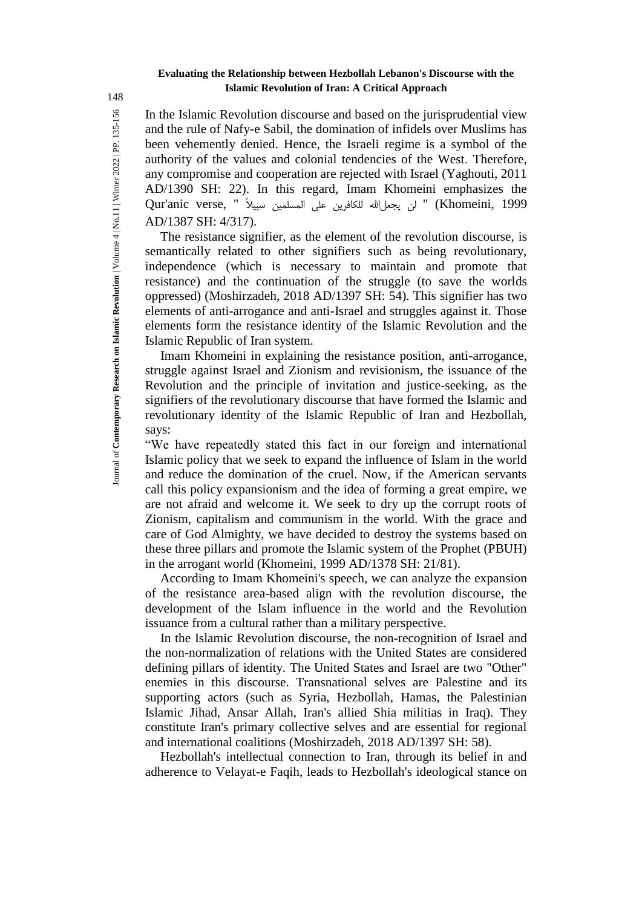In the Islamic Revolution discourse and based on the jurisprudential view and the rule of Nafy-e Sabil, the domination of infidels over Muslims has been vehemently denied. Hence, the Israeli regime is a symbol of the authority of the values and colonial tendencies of the West. Therefore, any compromise and cooperation are rejected with Israel (Yaghouti, 2011 AD/1390 SH: 22). In this regard, Imam Khomeini emphasizes the Qur'anic verse, " لن يجعل‌الله للكافرين على المسلمين سبيلاً " (Khomeini, 1999 AD/1387 SH: 4/317).

The resistance signifier, as the element of the revolution discourse, is semantically related to other signifiers such as being revolutionary, independence (which is necessary to maintain and promote that resistance) and the continuation of the struggle (to save the worlds oppressed) (Moshirzadeh, 2018 AD/1397 SH: 54). This signifier has two elements of anti-arrogance and anti-Israel and struggles against it. Those elements form the resistance identity of the Islamic Revolution and the Islamic Republic of Iran system.

Imam Khomeini in explaining the resistance position, anti-arrogance, struggle against Israel and Zionism and revisionism, the issuance of the Revolution and the principle of invitation and justice-seeking, as the signifiers of the revolutionary discourse that have formed the Islamic and revolutionary identity of the Islamic Republic of Iran and Hezbollah, says:

“We have repeatedly stated this fact in our foreign and international Islamic policy that we seek to expand the influence of Islam in the world and reduce the domination of the cruel. Now, if the American servants call this policy expansionism and the idea of forming a great empire, we are not afraid and welcome it. We seek to dry up the corrupt roots of Zionism, capitalism and communism in the world. With the grace and care of God Almighty, we have decided to destroy the systems based on these three pillars and promote the Islamic system of the Prophet (PBUH) in the arrogant world (Khomeini, 1999 AD/1378 SH: 21/81).

According to Imam Khomeini's speech, we can analyze the expansion of the resistance area-based align with the revolution discourse, the development of the Islam influence in the world and the Revolution issuance from a cultural rather than a military perspective.

In the Islamic Revolution discourse, the non-recognition of Israel and the non-normalization of relations with the United States are considered defining pillars of identity. The United States and Israel are two "Other" enemies in this discourse. Transnational selves are Palestine and its supporting actors (such as Syria, Hezbollah, Hamas, the Palestinian Islamic Jihad, Ansar Allah, Iran's allied Shia militias in Iraq). They constitute Iran's primary collective selves and are essential for regional and international coalitions (Moshirzadeh, 2018 AD/1397 SH: 58).

Hezbollah's intellectual connection to Iran, through its belief in and adherence to Velayat-e Faqih, leads to Hezbollah's ideological stance on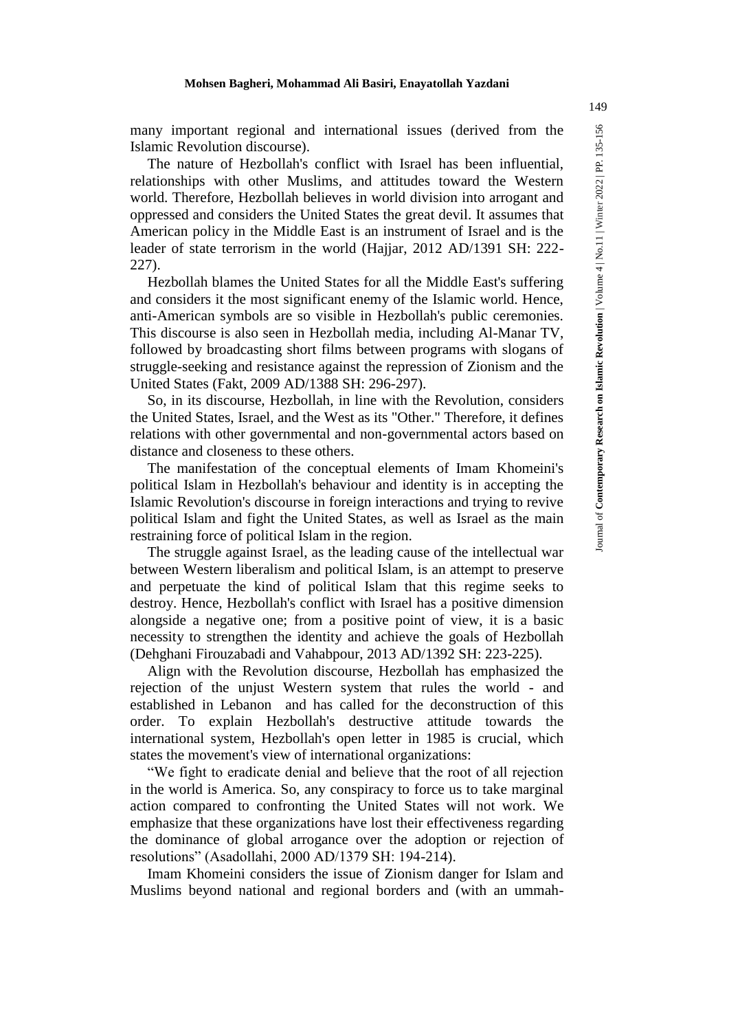many important regional and international issues (derived from the Islamic Revolution discourse).

The nature of Hezbollah's conflict with Israel has been influential, relationships with other Muslims, and attitudes toward the Western world. Therefore, Hezbollah believes in world division into arrogant and oppressed and considers the United States the great devil. It assumes that American policy in the Middle East is an instrument of Israel and is the leader of state terrorism in the world (Hajjar, 2012 AD/1391 SH: 222-227).

Hezbollah blames the United States for all the Middle East's suffering and considers it the most significant enemy of the Islamic world. Hence, anti-American symbols are so visible in Hezbollah's public ceremonies. This discourse is also seen in Hezbollah media, including Al-Manar TV, followed by broadcasting short films between programs with slogans of struggle-seeking and resistance against the repression of Zionism and the United States (Fakt, 2009 AD/1388 SH: 296-297).

So, in its discourse, Hezbollah, in line with the Revolution, considers the United States, Israel, and the West as its "Other." Therefore, it defines relations with other governmental and non-governmental actors based on distance and closeness to these others.

The manifestation of the conceptual elements of Imam Khomeini's political Islam in Hezbollah's behaviour and identity is in accepting the Islamic Revolution's discourse in foreign interactions and trying to revive political Islam and fight the United States, as well as Israel as the main restraining force of political Islam in the region.

The struggle against Israel, as the leading cause of the intellectual war between Western liberalism and political Islam, is an attempt to preserve and perpetuate the kind of political Islam that this regime seeks to destroy. Hence, Hezbollah's conflict with Israel has a positive dimension alongside a negative one; from a positive point of view, it is a basic necessity to strengthen the identity and achieve the goals of Hezbollah (Dehghani Firouzabadi and Vahabpour, 2013 AD/1392 SH: 223-225).

Align with the Revolution discourse, Hezbollah has emphasized the rejection of the unjust Western system that rules the world - and established in Lebanon and has called for the deconstruction of this order. To explain Hezbollah's destructive attitude towards the international system, Hezbollah's open letter in 1985 is crucial, which states the movement's view of international organizations:

"We fight to eradicate denial and believe that the root of all rejection in the world is America. So, any conspiracy to force us to take marginal action compared to confronting the United States will not work. We emphasize that these organizations have lost their effectiveness regarding the dominance of global arrogance over the adoption or rejection of resolutions" (Asadollahi, 2000 AD/1379 SH: 194-214).

Imam Khomeini considers the issue of Zionism danger for Islam and Muslims beyond national and regional borders and (with an ummah-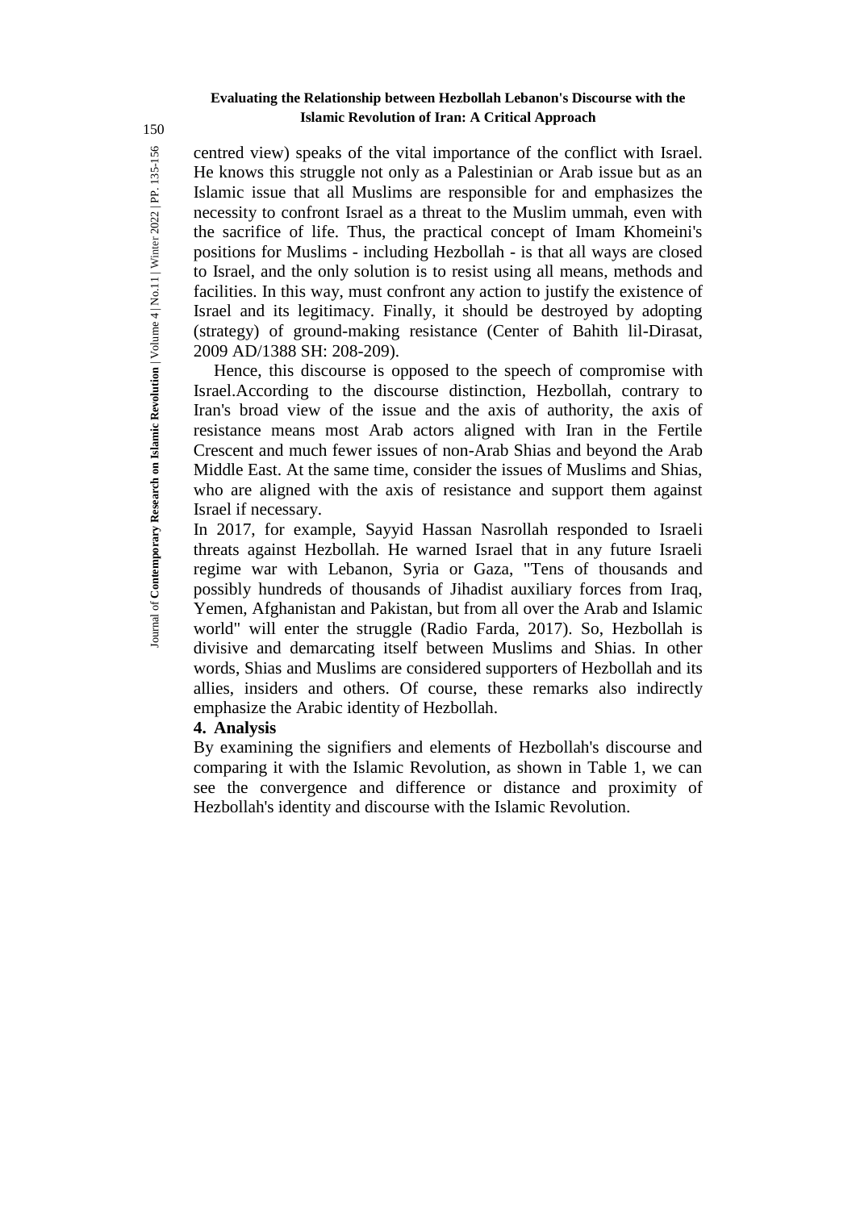centred view) speaks of the vital importance of the conflict with Israel. He knows this struggle not only as a Palestinian or Arab issue but as an Islamic issue that all Muslims are responsible for and emphasizes the necessity to confront Israel as a threat to the Muslim ummah, even with the sacrifice of life. Thus, the practical concept of Imam Khomeini's positions for Muslims - including Hezbollah - is that all ways are closed to Israel, and the only solution is to resist using all means, methods and facilities. In this way, must confront any action to justify the existence of Israel and its legitimacy. Finally, it should be destroyed by adopting (strategy) of ground-making resistance (Center of Bahith lil-Dirasat, 2009 AD/1388 SH: 208-209).

Hence, this discourse is opposed to the speech of compromise with Israel.According to the discourse distinction, Hezbollah, contrary to Iran's broad view of the issue and the axis of authority, the axis of resistance means most Arab actors aligned with Iran in the Fertile Crescent and much fewer issues of non-Arab Shias and beyond the Arab Middle East. At the same time, consider the issues of Muslims and Shias, who are aligned with the axis of resistance and support them against Israel if necessary.

In 2017, for example, Sayyid Hassan Nasrollah responded to Israeli threats against Hezbollah. He warned Israel that in any future Israeli regime war with Lebanon, Syria or Gaza, "Tens of thousands and possibly hundreds of thousands of Jihadist auxiliary forces from Iraq, Yemen, Afghanistan and Pakistan, but from all over the Arab and Islamic world" will enter the struggle (Radio Farda, 2017). So, Hezbollah is divisive and demarcating itself between Muslims and Shias. In other words, Shias and Muslims are considered supporters of Hezbollah and its allies, insiders and others. Of course, these remarks also indirectly emphasize the Arabic identity of Hezbollah.

## 4. Analysis

By examining the signifiers and elements of Hezbollah's discourse and comparing it with the Islamic Revolution, as shown in Table 1, we can see the convergence and difference or distance and proximity of Hezbollah's identity and discourse with the Islamic Revolution.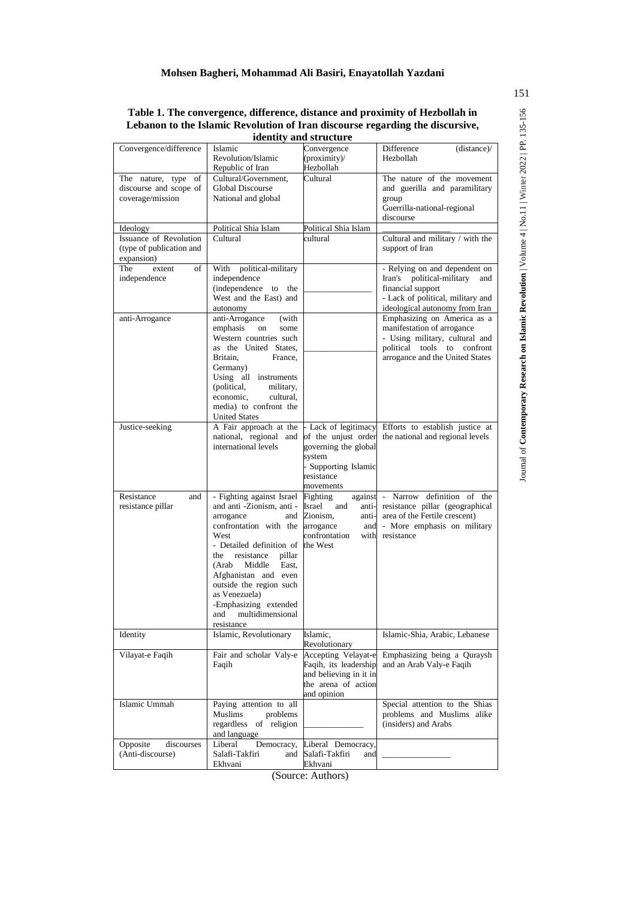**Table 1. The convergence, difference, distance and proximity of Hezbollah in Lebanon to the Islamic Revolution of Iran discourse regarding the discursive, identity and structure**

| Convergence/difference | Islamic Revolution/Islamic Republic of Iran | Convergence (proximity)/ Hezbollah | Difference (distance)/ Hezbollah |
|---|---|---|---|
| The nature, type of discourse and scope of coverage/mission | Cultural/Government, Global Discourse National and global | Cultural | The nature of the movement and guerilla and paramilitary group Guerrilla-national-regional discourse |
| Ideology | Political Shia Islam | Political Shia Islam | ________________ |
| Issuance of Revolution (type of publication and expansion) | Cultural | cultural | Cultural and military / with the support of Iran |
| The extent of independence | With political-military independence (independence to the West and the East) and autonomy | ________________ | - Relying on and dependent on Iran's political-military and financial support<br>- Lack of political, military and ideological autonomy from Iran |
| anti-Arrogance | anti-Arrogance (with emphasis on some Western countries such as the United States, Britain, France, Germany)<br>Using all instruments (political, military, economic, cultural, media) to confront the United States | ________________ | Emphasizing on America as a manifestation of arrogance<br>- Using military, cultural and political tools to confront arrogance and the United States |
| Justice-seeking | A Fair approach at the national, regional and international levels | - Lack of legitimacy of the unjust order governing the global system<br>- Supporting Islamic resistance movements | Efforts to establish justice at the national and regional levels |
| Resistance and resistance pillar | - Fighting against Israel and anti -Zionism, anti - arrogance and confrontation with the West<br>- Detailed definition of the resistance pillar (Arab Middle East, Afghanistan and even outside the region such as Venezuela)<br>-Emphasizing extended and multidimensional resistance | Fighting against Israel and anti-Zionism, anti-arrogance and confrontation with the West | - Narrow definition of the resistance pillar (geographical area of the Fertile crescent)<br>- More emphasis on military resistance |
| Identity | Islamic, Revolutionary | Islamic, Revolutionary | Islamic-Shia, Arabic, Lebanese |
| Vilayat-e Faqih | Fair and scholar Valy-e Faqih | Accepting Velayat-e Faqih, its leadership and believing in it in the arena of action and opinion | Emphasizing being a Quraysh and an Arab Valy-e Faqih |
| Islamic Ummah | Paying attention to all Muslims problems regardless of religion and language | ________________ | Special attention to the Shias problems and Muslims alike (insiders) and Arabs |
| Opposite discourses (Anti-discourse) | Liberal Democracy, Salafi-Takfiri and Ekhvani | Liberal Democracy, Salafi-Takfiri and Ekhvani | ________________ |

(Source: Authors)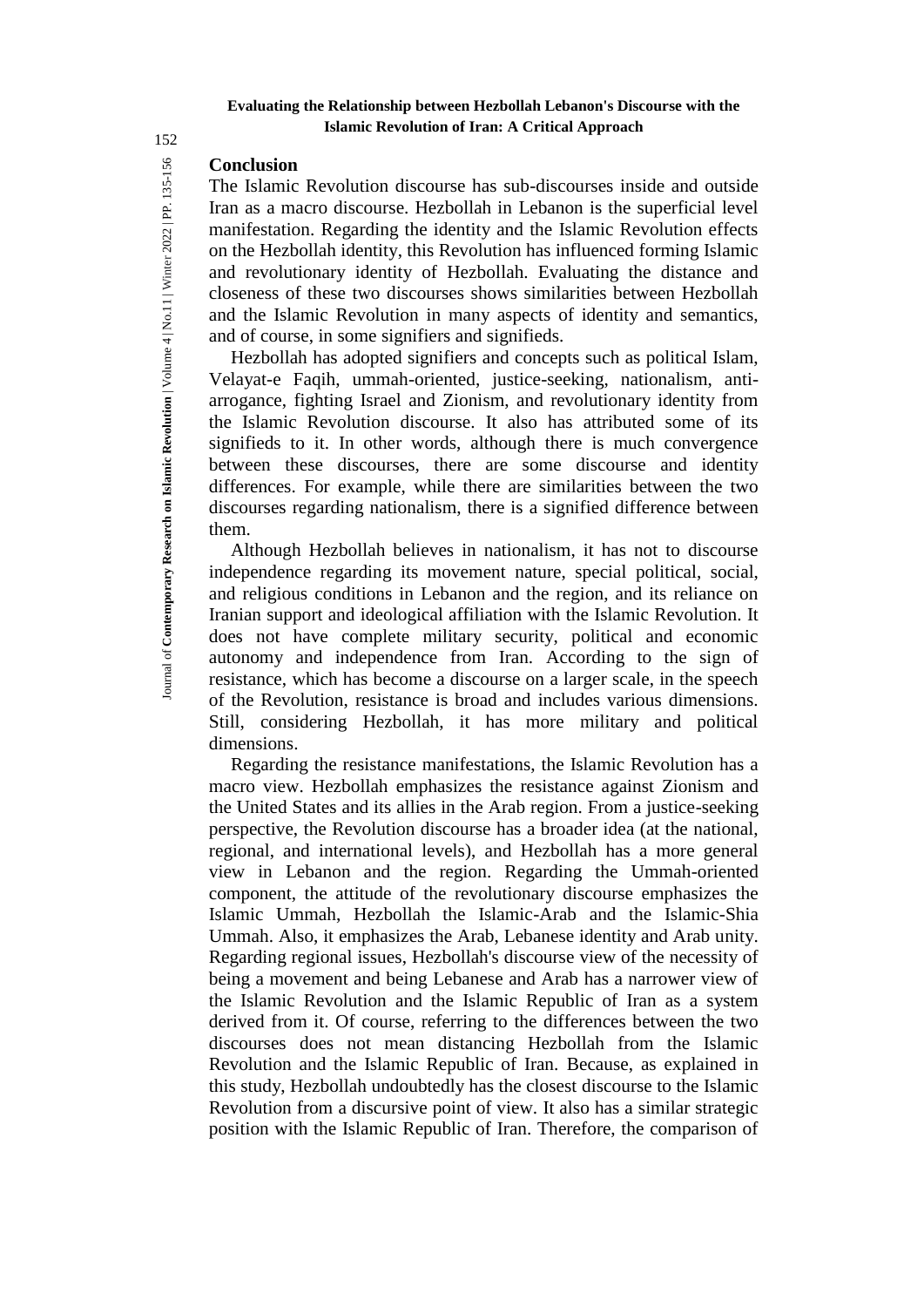## Conclusion

The Islamic Revolution discourse has sub-discourses inside and outside Iran as a macro discourse. Hezbollah in Lebanon is the superficial level manifestation. Regarding the identity and the Islamic Revolution effects on the Hezbollah identity, this Revolution has influenced forming Islamic and revolutionary identity of Hezbollah. Evaluating the distance and closeness of these two discourses shows similarities between Hezbollah and the Islamic Revolution in many aspects of identity and semantics, and of course, in some signifiers and signifieds.

Hezbollah has adopted signifiers and concepts such as political Islam, Velayat-e Faqih, ummah-oriented, justice-seeking, nationalism, anti-arrogance, fighting Israel and Zionism, and revolutionary identity from the Islamic Revolution discourse. It also has attributed some of its signifieds to it. In other words, although there is much convergence between these discourses, there are some discourse and identity differences. For example, while there are similarities between the two discourses regarding nationalism, there is a signified difference between them.

Although Hezbollah believes in nationalism, it has not to discourse independence regarding its movement nature, special political, social, and religious conditions in Lebanon and the region, and its reliance on Iranian support and ideological affiliation with the Islamic Revolution. It does not have complete military security, political and economic autonomy and independence from Iran. According to the sign of resistance, which has become a discourse on a larger scale, in the speech of the Revolution, resistance is broad and includes various dimensions. Still, considering Hezbollah, it has more military and political dimensions.

Regarding the resistance manifestations, the Islamic Revolution has a macro view. Hezbollah emphasizes the resistance against Zionism and the United States and its allies in the Arab region. From a justice-seeking perspective, the Revolution discourse has a broader idea (at the national, regional, and international levels), and Hezbollah has a more general view in Lebanon and the region. Regarding the Ummah-oriented component, the attitude of the revolutionary discourse emphasizes the Islamic Ummah, Hezbollah the Islamic-Arab and the Islamic-Shia Ummah. Also, it emphasizes the Arab, Lebanese identity and Arab unity. Regarding regional issues, Hezbollah's discourse view of the necessity of being a movement and being Lebanese and Arab has a narrower view of the Islamic Revolution and the Islamic Republic of Iran as a system derived from it. Of course, referring to the differences between the two discourses does not mean distancing Hezbollah from the Islamic Revolution and the Islamic Republic of Iran. Because, as explained in this study, Hezbollah undoubtedly has the closest discourse to the Islamic Revolution from a discursive point of view. It also has a similar strategic position with the Islamic Republic of Iran. Therefore, the comparison of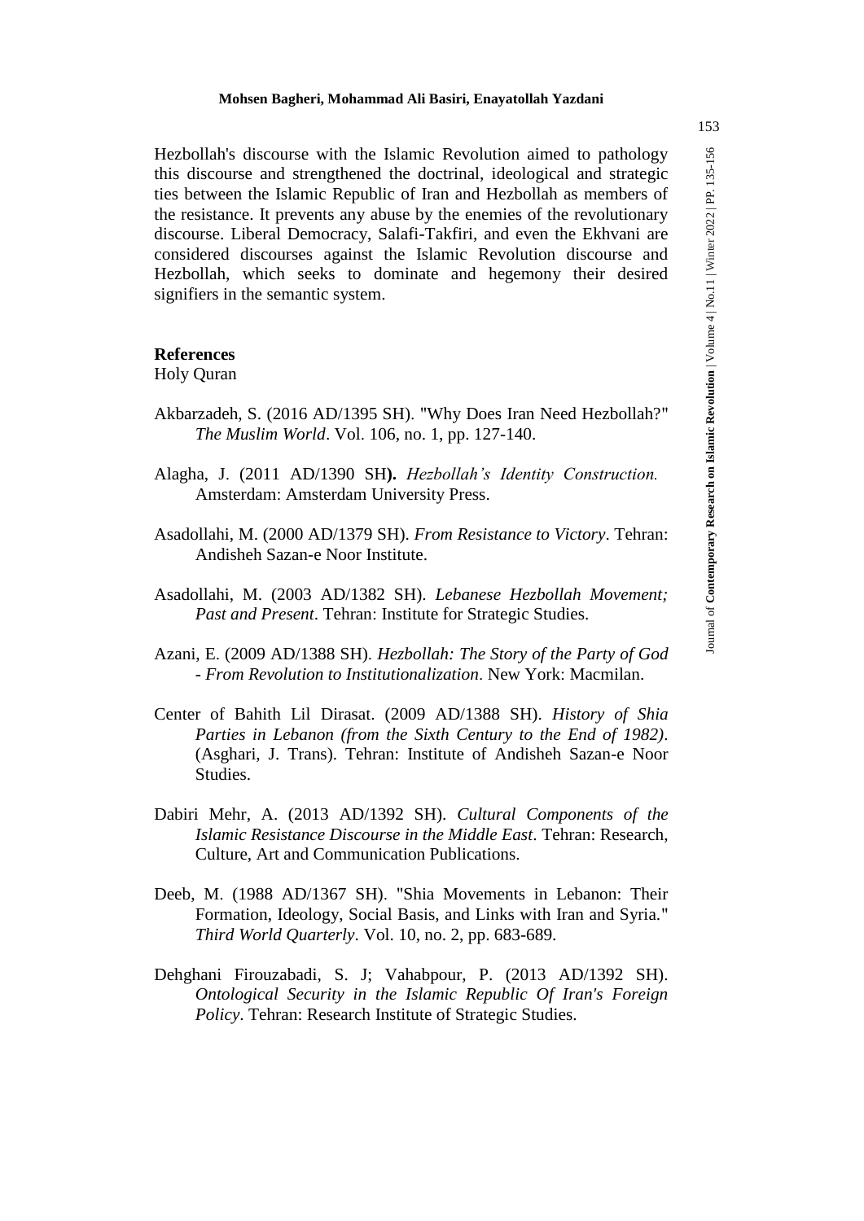Hezbollah's discourse with the Islamic Revolution aimed to pathology this discourse and strengthened the doctrinal, ideological and strategic ties between the Islamic Republic of Iran and Hezbollah as members of the resistance. It prevents any abuse by the enemies of the revolutionary discourse. Liberal Democracy, Salafi-Takfiri, and even the Ekhvani are considered discourses against the Islamic Revolution discourse and Hezbollah, which seeks to dominate and hegemony their desired signifiers in the semantic system.

## References

Holy Quran

Akbarzadeh, S. (2016 AD/1395 SH). "Why Does Iran Need Hezbollah?" *The Muslim World*. Vol. 106, no. 1, pp. 127-140.

Alagha, J. (2011 AD/1390 SH**).** *Hezbollah's Identity Construction.* Amsterdam: Amsterdam University Press.

Asadollahi, M. (2000 AD/1379 SH). *From Resistance to Victory*. Tehran: Andisheh Sazan-e Noor Institute.

Asadollahi, M. (2003 AD/1382 SH). *Lebanese Hezbollah Movement; Past and Present*. Tehran: Institute for Strategic Studies.

Azani, E. (2009 AD/1388 SH). *Hezbollah: The Story of the Party of God - From Revolution to Institutionalization*. New York: Macmilan.

Center of Bahith Lil Dirasat. (2009 AD/1388 SH). *History of Shia Parties in Lebanon (from the Sixth Century to the End of 1982)*. (Asghari, J. Trans). Tehran: Institute of Andisheh Sazan-e Noor Studies.

Dabiri Mehr, A. (2013 AD/1392 SH). *Cultural Components of the Islamic Resistance Discourse in the Middle East*. Tehran: Research, Culture, Art and Communication Publications.

Deeb, M. (1988 AD/1367 SH). "Shia Movements in Lebanon: Their Formation, Ideology, Social Basis, and Links with Iran and Syria." *Third World Quarterly*. Vol. 10, no. 2, pp. 683-689.

Dehghani Firouzabadi, S. J; Vahabpour, P. (2013 AD/1392 SH). *Ontological Security in the Islamic Republic Of Iran's Foreign Policy*. Tehran: Research Institute of Strategic Studies.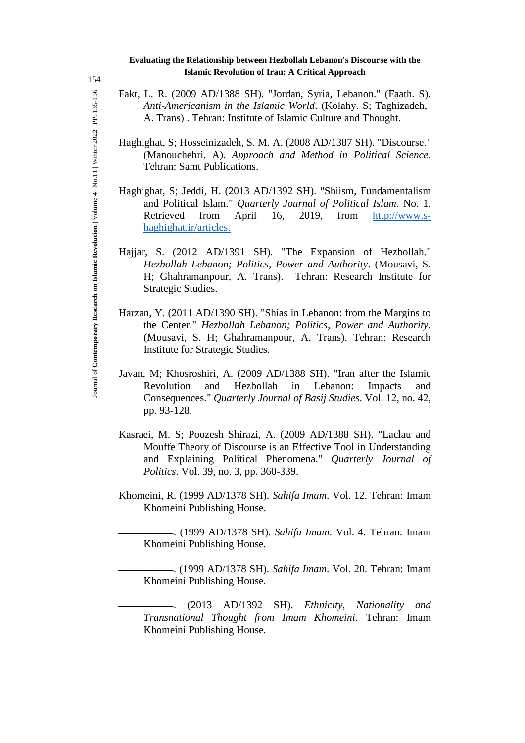Fakt, L. R. (2009 AD/1388 SH). "Jordan, Syria, Lebanon." (Faath. S). *Anti-Americanism in the Islamic World*. (Kolahy. S; Taghizadeh, A. Trans) . Tehran: Institute of Islamic Culture and Thought.

Haghighat, S; Hosseinizadeh, S. M. A. (2008 AD/1387 SH). "Discourse." (Manouchehri, A). *Approach and Method in Political Science*. Tehran: Samt Publications.

Haghighat, S; Jeddi, H. (2013 AD/1392 SH). "Shiism, Fundamentalism and Political Islam." *Quarterly Journal of Political Islam*. No. 1. Retrieved from April 16, 2019, from [http://www.s-haghighat.ir/articles.](http://www.s-haghighat.ir/articles.)

Hajjar, S. (2012 AD/1391 SH). "The Expansion of Hezbollah." *Hezbollah Lebanon; Politics, Power and Authority*. (Mousavi, S. H; Ghahramanpour, A. Trans). Tehran: Research Institute for Strategic Studies.

Harzan, Y. (2011 AD/1390 SH). "Shias in Lebanon: from the Margins to the Center." *Hezbollah Lebanon; Politics, Power and Authority*. (Mousavi, S. H; Ghahramanpour, A. Trans). Tehran: Research Institute for Strategic Studies.

Javan, M; Khosroshiri, A. (2009 AD/1388 SH). "Iran after the Islamic Revolution and Hezbollah in Lebanon: Impacts and Consequences." *Quarterly Journal of Basij Studies*. Vol. 12, no. 42, pp. 93-128.

Kasraei, M. S; Poozesh Shirazi, A. (2009 AD/1388 SH). "Laclau and Mouffe Theory of Discourse is an Effective Tool in Understanding and Explaining Political Phenomena." *Quarterly Journal of Politics*. Vol. 39, no. 3, pp. 360-339.

Khomeini, R. (1999 AD/1378 SH). *Sahifa Imam*. Vol. 12. Tehran: Imam Khomeini Publishing House.

———. (1999 AD/1378 SH). *Sahifa Imam*. Vol. 4. Tehran: Imam Khomeini Publishing House.

———. (1999 AD/1378 SH). *Sahifa Imam*. Vol. 20. Tehran: Imam Khomeini Publishing House.

———. (2013 AD/1392 SH). *Ethnicity, Nationality and Transnational Thought from Imam Khomeini*. Tehran: Imam Khomeini Publishing House.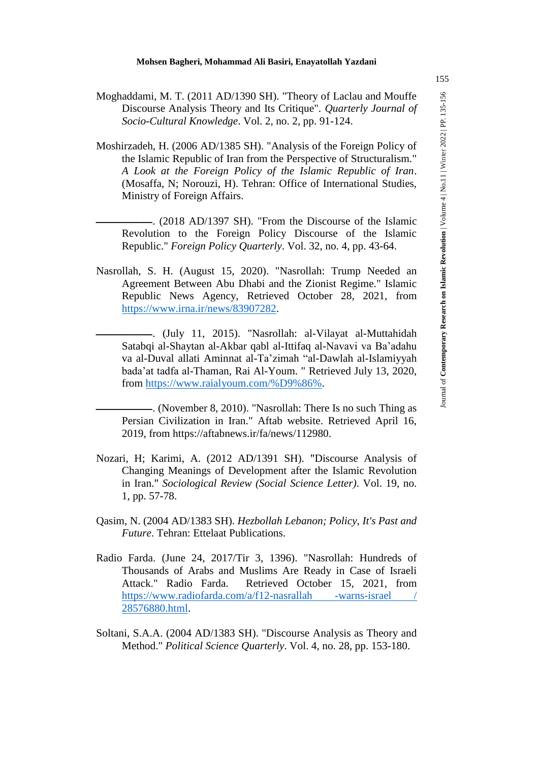Moghaddami, M. T. (2011 AD/1390 SH). "Theory of Laclau and Mouffe Discourse Analysis Theory and Its Critique". *Quarterly Journal of Socio-Cultural Knowledge*. Vol. 2, no. 2, pp. 91-124.

Moshirzadeh, H. (2006 AD/1385 SH). "Analysis of the Foreign Policy of the Islamic Republic of Iran from the Perspective of Structuralism." *A Look at the Foreign Policy of the Islamic Republic of Iran*. (Mosaffa, N; Norouzi, H). Tehran: Office of International Studies, Ministry of Foreign Affairs.

———. (2018 AD/1397 SH). "From the Discourse of the Islamic Revolution to the Foreign Policy Discourse of the Islamic Republic." *Foreign Policy Quarterly*. Vol. 32, no. 4, pp. 43-64.

Nasrollah, S. H. (August 15, 2020). "Nasrollah: Trump Needed an Agreement Between Abu Dhabi and the Zionist Regime." Islamic Republic News Agency, Retrieved October 28, 2021, from https://www.irna.ir/news/83907282.

———. (July 11, 2015). "Nasrollah: al-Vilayat al-Muttahidah Satabqi al-Shaytan al-Akbar qabl al-Ittifaq al-Navavi va Ba'adahu va al-Duval allati Aminnat al-Ta'zimah "al-Dawlah al-Islamiyyah bada'at tadfa al-Thaman, Rai Al-Youm. " Retrieved July 13, 2020, from https://www.raialyoum.com/%D9%86%.

———. (November 8, 2010). "Nasrollah: There Is no such Thing as Persian Civilization in Iran." Aftab website. Retrieved April 16, 2019, from https://aftabnews.ir/fa/news/112980.

Nozari, H; Karimi, A. (2012 AD/1391 SH). "Discourse Analysis of Changing Meanings of Development after the Islamic Revolution in Iran." *Sociological Review (Social Science Letter)*. Vol. 19, no. 1, pp. 57-78.

Qasim, N. (2004 AD/1383 SH). *Hezbollah Lebanon; Policy, It's Past and Future*. Tehran: Ettelaat Publications.

Radio Farda. (June 24, 2017/Tir 3, 1396). "Nasrollah: Hundreds of Thousands of Arabs and Muslims Are Ready in Case of Israeli Attack." Radio Farda. Retrieved October 15, 2021, from https://www.radiofarda.com/a/f12-nasrallah -warns-israel / 28576880.html.

Soltani, S.A.A. (2004 AD/1383 SH). "Discourse Analysis as Theory and Method." *Political Science Quarterly*. Vol. 4, no. 28, pp. 153-180.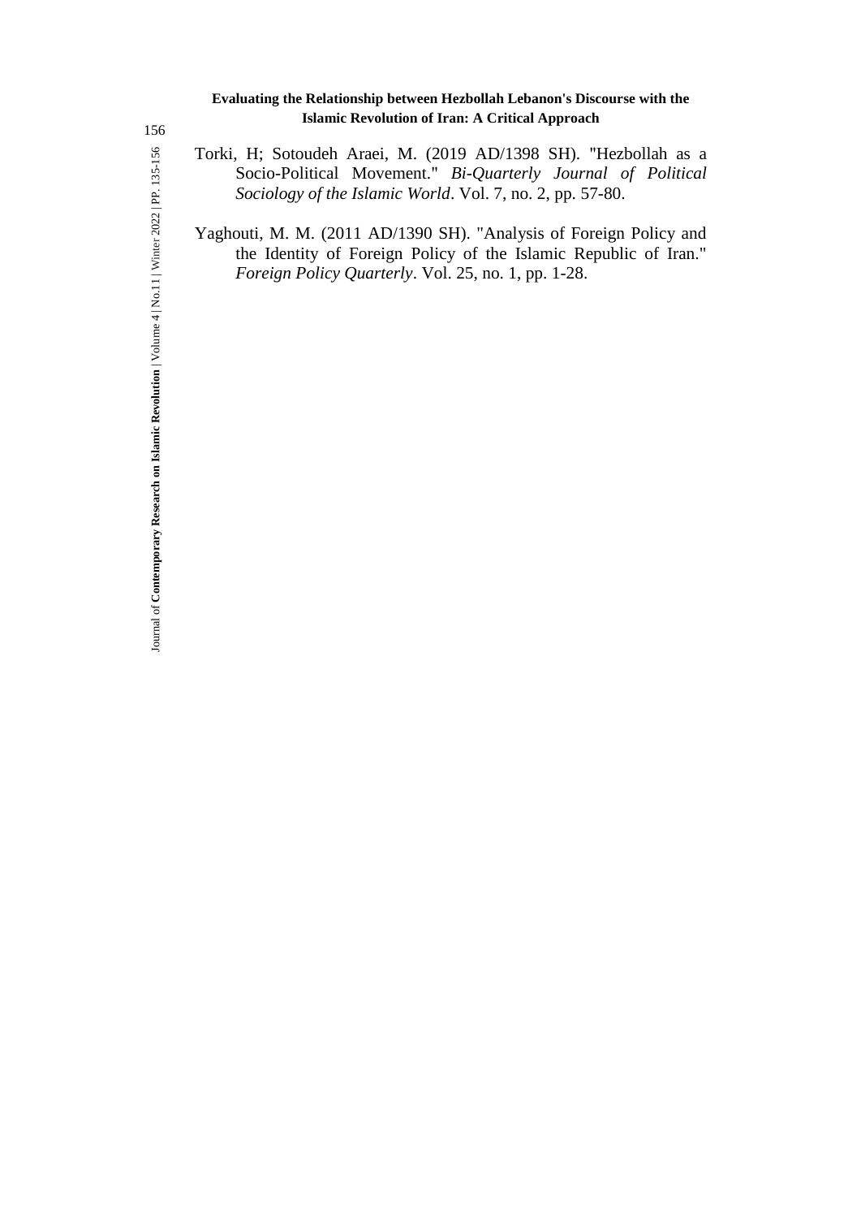Torki, H; Sotoudeh Araei, M. (2019 AD/1398 SH). "Hezbollah as a Socio-Political Movement." *Bi-Quarterly Journal of Political Sociology of the Islamic World*. Vol. 7, no. 2, pp. 57-80.

Yaghouti, M. M. (2011 AD/1390 SH). "Analysis of Foreign Policy and the Identity of Foreign Policy of the Islamic Republic of Iran." *Foreign Policy Quarterly*. Vol. 25, no. 1, pp. 1-28.